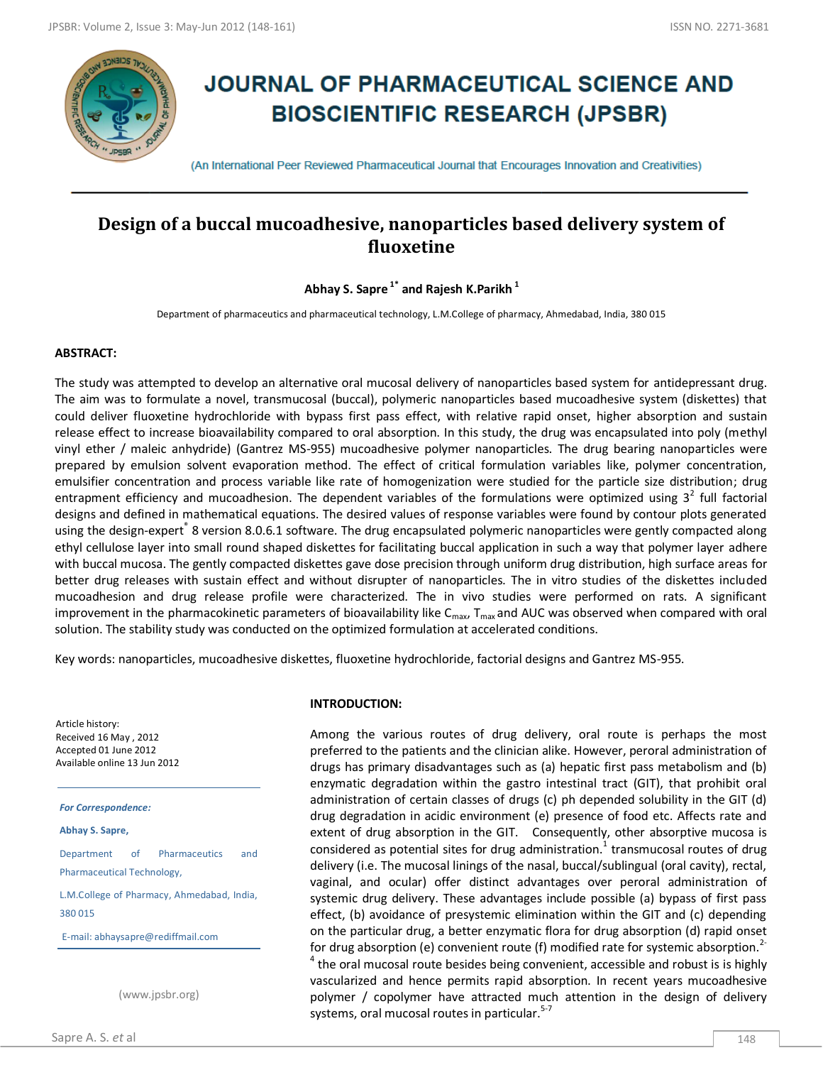# JOURNAL OF PHARMACEUTICAL SCIENCE AND BIOSCIENTIFIC RESEARCH (JPSBR)

(An International Peer Reviewed Pharmaceutical Journal that Encourages Innovation and Creativities)

## Design of a buccal mucoadhesive, nanoparticles based delivery system of fluoxetine

**Abhay S. Sapre[1*] and Rajesh K.Parikh[1]**

Department of pharmaceutics and pharmaceutical technology, L.M.College of pharmacy, Ahmedabad, India, 380 015

### ABSTRACT:

The study was attempted to develop an alternative oral mucosal delivery of nanoparticles based system for antidepressant drug. The aim was to formulate a novel, transmucosal (buccal), polymeric nanoparticles based mucoadhesive system (diskettes) that could deliver fluoxetine hydrochloride with bypass first pass effect, with relative rapid onset, higher absorption and sustain release effect to increase bioavailability compared to oral absorption. In this study, the drug was encapsulated into poly (methyl vinyl ether / maleic anhydride) (Gantrez MS-955) mucoadhesive polymer nanoparticles. The drug bearing nanoparticles were prepared by emulsion solvent evaporation method. The effect of critical formulation variables like, polymer concentration, emulsifier concentration and process variable like rate of homogenization were studied for the particle size distribution; drug entrapment efficiency and mucoadhesion. The dependent variables of the formulations were optimized using $3^2$ full factorial designs and defined in mathematical equations. The desired values of response variables were found by contour plots generated using the design-expert* 8 version 8.0.6.1 software. The drug encapsulated polymeric nanoparticles were gently compacted along ethyl cellulose layer into small round shaped diskettes for facilitating buccal application in such a way that polymer layer adhere with buccal mucosa. The gently compacted diskettes gave dose precision through uniform drug distribution, high surface areas for better drug releases with sustain effect and without disrupter of nanoparticles. The in vitro studies of the diskettes included mucoadhesion and drug release profile were characterized. The in vivo studies were performed on rats. A significant improvement in the pharmacokinetic parameters of bioavailability like $C_{max}$, $T_{max}$ and AUC was observed when compared with oral solution. The stability study was conducted on the optimized formulation at accelerated conditions.

Key words: nanoparticles, mucoadhesive diskettes, fluoxetine hydrochloride, factorial designs and Gantrez MS-955.

Article history:
Received 16 May , 2012
Accepted 01 June 2012
Available online 13 Jun 2012

*For Correspondence:*

**Abhay S. Sapre,**

Department of Pharmaceutics and Pharmaceutical Technology,

L.M.College of Pharmacy, Ahmedabad, India, 380 015

E-mail: abhaysapre@rediffmail.com

(www.jpsbr.org)

### INTRODUCTION:

Among the various routes of drug delivery, oral route is perhaps the most preferred to the patients and the clinician alike. However, peroral administration of drugs has primary disadvantages such as (a) hepatic first pass metabolism and (b) enzymatic degradation within the gastro intestinal tract (GIT), that prohibit oral administration of certain classes of drugs (c) ph depended solubility in the GIT (d) drug degradation in acidic environment (e) presence of food etc. Affects rate and extent of drug absorption in the GIT. Consequently, other absorptive mucosa is considered as potential sites for drug administration.[1] transmucosal routes of drug delivery (i.e. The mucosal linings of the nasal, buccal/sublingual (oral cavity), rectal, vaginal, and ocular) offer distinct advantages over peroral administration of systemic drug delivery. These advantages include possible (a) bypass of first pass effect, (b) avoidance of presystemic elimination within the GIT and (c) depending on the particular drug, a better enzymatic flora for drug absorption (d) rapid onset for drug absorption (e) convenient route (f) modified rate for systemic absorption.[2-4] the oral mucosal route besides being convenient, accessible and robust is is highly vascularized and hence permits rapid absorption. In recent years mucoadhesive polymer / copolymer have attracted much attention in the design of delivery systems, oral mucosal routes in particular.[5-7]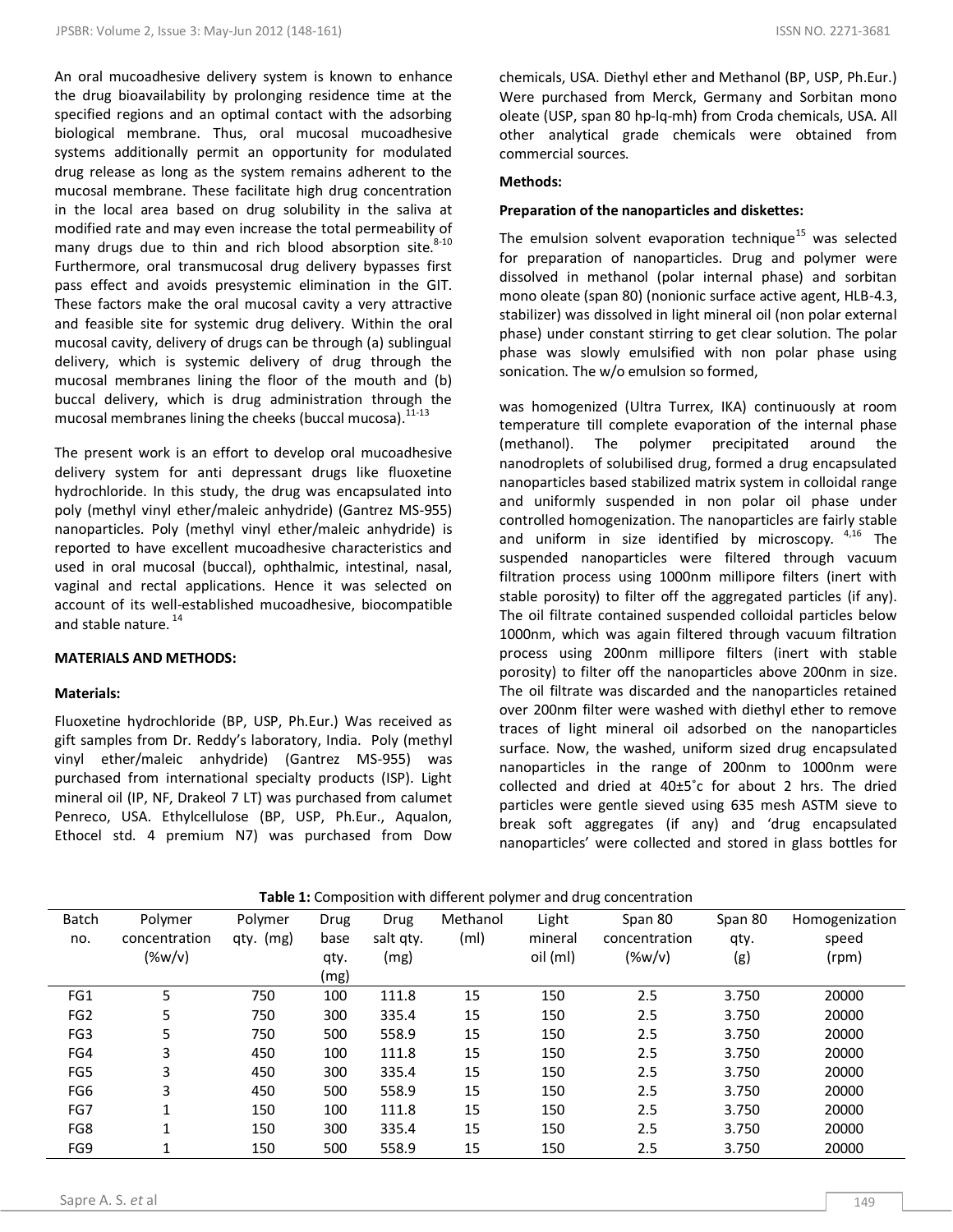An oral mucoadhesive delivery system is known to enhance the drug bioavailability by prolonging residence time at the specified regions and an optimal contact with the adsorbing biological membrane. Thus, oral mucosal mucoadhesive systems additionally permit an opportunity for modulated drug release as long as the system remains adherent to the mucosal membrane. These facilitate high drug concentration in the local area based on drug solubility in the saliva at modified rate and may even increase the total permeability of many drugs due to thin and rich blood absorption site.[8-10] Furthermore, oral transmucosal drug delivery bypasses first pass effect and avoids presystemic elimination in the GIT. These factors make the oral mucosal cavity a very attractive and feasible site for systemic drug delivery. Within the oral mucosal cavity, delivery of drugs can be through (a) sublingual delivery, which is systemic delivery of drug through the mucosal membranes lining the floor of the mouth and (b) buccal delivery, which is drug administration through the mucosal membranes lining the cheeks (buccal mucosa).[11-13]

The present work is an effort to develop oral mucoadhesive delivery system for anti depressant drugs like fluoxetine hydrochloride. In this study, the drug was encapsulated into poly (methyl vinyl ether/maleic anhydride) (Gantrez MS-955) nanoparticles. Poly (methyl vinyl ether/maleic anhydride) is reported to have excellent mucoadhesive characteristics and used in oral mucosal (buccal), ophthalmic, intestinal, nasal, vaginal and rectal applications. Hence it was selected on account of its well-established mucoadhesive, biocompatible and stable nature.[14]

## MATERIALS AND METHODS:

### Materials:

Fluoxetine hydrochloride (BP, USP, Ph.Eur.) Was received as gift samples from Dr. Reddy's laboratory, India. Poly (methyl vinyl ether/maleic anhydride) (Gantrez MS-955) was purchased from international specialty products (ISP). Light mineral oil (IP, NF, Drakeol 7 LT) was purchased from calumet Penreco, USA. Ethylcellulose (BP, USP, Ph.Eur., Aqualon, Ethocel std. 4 premium N7) was purchased from Dow chemicals, USA. Diethyl ether and Methanol (BP, USP, Ph.Eur.) Were purchased from Merck, Germany and Sorbitan mono oleate (USP, span 80 hp-lq-mh) from Croda chemicals, USA. All other analytical grade chemicals were obtained from commercial sources.

### Methods:

### Preparation of the nanoparticles and diskettes:

The emulsion solvent evaporation technique[15] was selected for preparation of nanoparticles. Drug and polymer were dissolved in methanol (polar internal phase) and sorbitan mono oleate (span 80) (nonionic surface active agent, HLB-4.3, stabilizer) was dissolved in light mineral oil (non polar external phase) under constant stirring to get clear solution. The polar phase was slowly emulsified with non polar phase using sonication. The w/o emulsion so formed,

was homogenized (Ultra Turrex, IKA) continuously at room temperature till complete evaporation of the internal phase (methanol). The polymer precipitated around the nanodroplets of solubilised drug, formed a drug encapsulated nanoparticles based stabilized matrix system in colloidal range and uniformly suspended in non polar oil phase under controlled homogenization. The nanoparticles are fairly stable and uniform in size identified by microscopy.[4,16] The suspended nanoparticles were filtered through vacuum filtration process using 1000nm millipore filters (inert with stable porosity) to filter off the aggregated particles (if any). The oil filtrate contained suspended colloidal particles below 1000nm, which was again filtered through vacuum filtration process using 200nm millipore filters (inert with stable porosity) to filter off the nanoparticles above 200nm in size. The oil filtrate was discarded and the nanoparticles retained over 200nm filter were washed with diethyl ether to remove traces of light mineral oil adsorbed on the nanoparticles surface. Now, the washed, uniform sized drug encapsulated nanoparticles in the range of 200nm to 1000nm were collected and dried at 40±5˚c for about 2 hrs. The dried particles were gentle sieved using 635 mesh ASTM sieve to break soft aggregates (if any) and 'drug encapsulated nanoparticles' were collected and stored in glass bottles for

**Table 1:** Composition with different polymer and drug concentration

| Batch no. | Polymer concentration (%w/v) | Polymer qty. (mg) | Drug base qty. (mg) | Drug salt qty. (mg) | Methanol (ml) | Light mineral oil (ml) | Span 80 concentration (%w/v) | Span 80 qty. (g) | Homogenization speed (rpm) |
|---|---|---|---|---|---|---|---|---|---|
| FG1 | 5 | 750 | 100 | 111.8 | 15 | 150 | 2.5 | 3.750 | 20000 |
| FG2 | 5 | 750 | 300 | 335.4 | 15 | 150 | 2.5 | 3.750 | 20000 |
| FG3 | 5 | 750 | 500 | 558.9 | 15 | 150 | 2.5 | 3.750 | 20000 |
| FG4 | 3 | 450 | 100 | 111.8 | 15 | 150 | 2.5 | 3.750 | 20000 |
| FG5 | 3 | 450 | 300 | 335.4 | 15 | 150 | 2.5 | 3.750 | 20000 |
| FG6 | 3 | 450 | 500 | 558.9 | 15 | 150 | 2.5 | 3.750 | 20000 |
| FG7 | 1 | 150 | 100 | 111.8 | 15 | 150 | 2.5 | 3.750 | 20000 |
| FG8 | 1 | 150 | 300 | 335.4 | 15 | 150 | 2.5 | 3.750 | 20000 |
| FG9 | 1 | 150 | 500 | 558.9 | 15 | 150 | 2.5 | 3.750 | 20000 |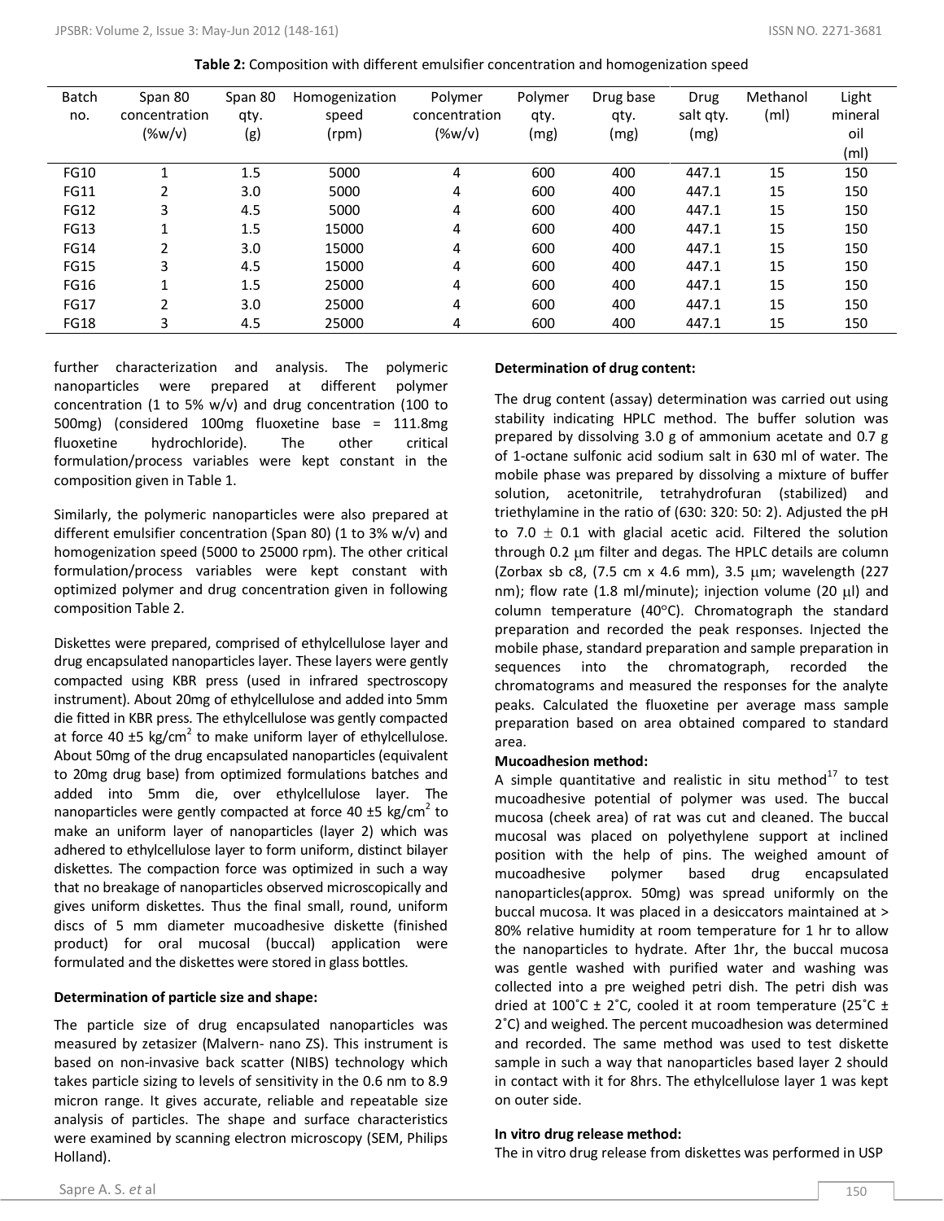**Table 2:** Composition with different emulsifier concentration and homogenization speed

| Batch no. | Span 80 concentration (%w/v) | Span 80 qty. (g) | Homogenization speed (rpm) | Polymer concentration (%w/v) | Polymer qty. (mg) | Drug base qty. (mg) | Drug salt qty. (mg) | Methanol (ml) | Light mineral oil (ml) |
|---|---|---|---|---|---|---|---|---|---|
| FG10 | 1 | 1.5 | 5000 | 4 | 600 | 400 | 447.1 | 15 | 150 |
| FG11 | 2 | 3.0 | 5000 | 4 | 600 | 400 | 447.1 | 15 | 150 |
| FG12 | 3 | 4.5 | 5000 | 4 | 600 | 400 | 447.1 | 15 | 150 |
| FG13 | 1 | 1.5 | 15000 | 4 | 600 | 400 | 447.1 | 15 | 150 |
| FG14 | 2 | 3.0 | 15000 | 4 | 600 | 400 | 447.1 | 15 | 150 |
| FG15 | 3 | 4.5 | 15000 | 4 | 600 | 400 | 447.1 | 15 | 150 |
| FG16 | 1 | 1.5 | 25000 | 4 | 600 | 400 | 447.1 | 15 | 150 |
| FG17 | 2 | 3.0 | 25000 | 4 | 600 | 400 | 447.1 | 15 | 150 |
| FG18 | 3 | 4.5 | 25000 | 4 | 600 | 400 | 447.1 | 15 | 150 |

further characterization and analysis. The polymeric nanoparticles were prepared at different polymer concentration (1 to 5% w/v) and drug concentration (100 to 500mg) (considered 100mg fluoxetine base = 111.8mg fluoxetine hydrochloride). The other critical formulation/process variables were kept constant in the composition given in Table 1.

Similarly, the polymeric nanoparticles were also prepared at different emulsifier concentration (Span 80) (1 to 3% w/v) and homogenization speed (5000 to 25000 rpm). The other critical formulation/process variables were kept constant with optimized polymer and drug concentration given in following composition Table 2.

Diskettes were prepared, comprised of ethylcellulose layer and drug encapsulated nanoparticles layer. These layers were gently compacted using KBR press (used in infrared spectroscopy instrument). About 20mg of ethylcellulose and added into 5mm die fitted in KBR press. The ethylcellulose was gently compacted at force 40 ±5 kg/cm$^2$ to make uniform layer of ethylcellulose. About 50mg of the drug encapsulated nanoparticles (equivalent to 20mg drug base) from optimized formulations batches and added into 5mm die, over ethylcellulose layer. The nanoparticles were gently compacted at force 40 ±5 kg/cm$^2$ to make an uniform layer of nanoparticles (layer 2) which was adhered to ethylcellulose layer to form uniform, distinct bilayer diskettes. The compaction force was optimized in such a way that no breakage of nanoparticles observed microscopically and gives uniform diskettes. Thus the final small, round, uniform discs of 5 mm diameter mucoadhesive diskette (finished product) for oral mucosal (buccal) application were formulated and the diskettes were stored in glass bottles.

**Determination of particle size and shape:**

The particle size of drug encapsulated nanoparticles was measured by zetasizer (Malvern- nano ZS). This instrument is based on non-invasive back scatter (NIBS) technology which takes particle sizing to levels of sensitivity in the 0.6 nm to 8.9 micron range. It gives accurate, reliable and repeatable size analysis of particles. The shape and surface characteristics were examined by scanning electron microscopy (SEM, Philips Holland).

**Determination of drug content:**

The drug content (assay) determination was carried out using stability indicating HPLC method. The buffer solution was prepared by dissolving 3.0 g of ammonium acetate and 0.7 g of 1-octane sulfonic acid sodium salt in 630 ml of water. The mobile phase was prepared by dissolving a mixture of buffer solution, acetonitrile, tetrahydrofuran (stabilized) and triethylamine in the ratio of (630: 320: 50: 2). Adjusted the pH to 7.0 ± 0.1 with glacial acetic acid. Filtered the solution through 0.2 μm filter and degas. The HPLC details are column (Zorbax sb c8, (7.5 cm x 4.6 mm), 3.5 μm; wavelength (227 nm); flow rate (1.8 ml/minute); injection volume (20 μl) and column temperature (40°C). Chromatograph the standard preparation and recorded the peak responses. Injected the mobile phase, standard preparation and sample preparation in sequences into the chromatograph, recorded the chromatograms and measured the responses for the analyte peaks. Calculated the fluoxetine per average mass sample preparation based on area obtained compared to standard area.

**Mucoadhesion method:**

A simple quantitative and realistic in situ method[17] to test mucoadhesive potential of polymer was used. The buccal mucosa (cheek area) of rat was cut and cleaned. The buccal mucosal was placed on polyethylene support at inclined position with the help of pins. The weighed amount of mucoadhesive polymer based drug encapsulated nanoparticles(approx. 50mg) was spread uniformly on the buccal mucosa. It was placed in a desiccators maintained at > 80% relative humidity at room temperature for 1 hr to allow the nanoparticles to hydrate. After 1hr, the buccal mucosa was gentle washed with purified water and washing was collected into a pre weighed petri dish. The petri dish was dried at 100˚C ± 2˚C, cooled it at room temperature (25˚C ± 2˚C) and weighed. The percent mucoadhesion was determined and recorded. The same method was used to test diskette sample in such a way that nanoparticles based layer 2 should in contact with it for 8hrs. The ethylcellulose layer 1 was kept on outer side.

**In vitro drug release method:**

The in vitro drug release from diskettes was performed in USP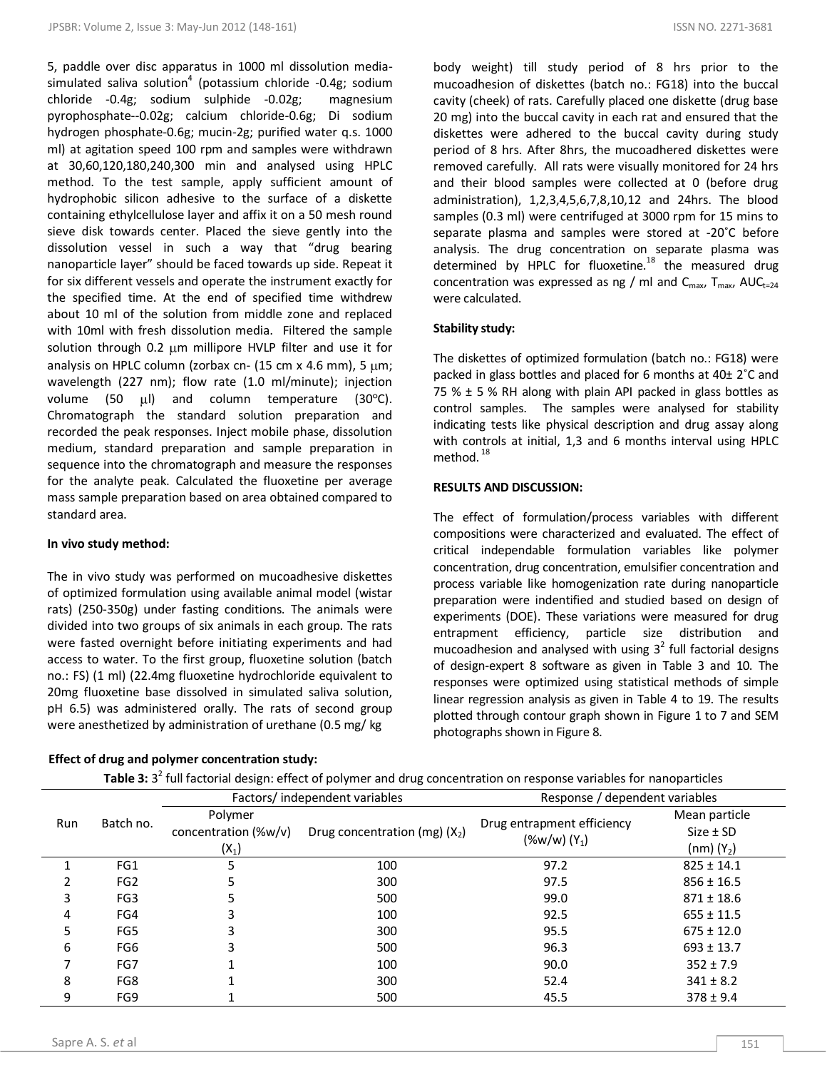5, paddle over disc apparatus in 1000 ml dissolution media-simulated saliva solution[4] (potassium chloride -0.4g; sodium chloride -0.4g; sodium sulphide -0.02g; magnesium pyrophosphate--0.02g; calcium chloride-0.6g; Di sodium hydrogen phosphate-0.6g; mucin-2g; purified water q.s. 1000 ml) at agitation speed 100 rpm and samples were withdrawn at 30,60,120,180,240,300 min and analysed using HPLC method. To the test sample, apply sufficient amount of hydrophobic silicon adhesive to the surface of a diskette containing ethylcellulose layer and affix it on a 50 mesh round sieve disk towards center. Placed the sieve gently into the dissolution vessel in such a way that "drug bearing nanoparticle layer" should be faced towards up side. Repeat it for six different vessels and operate the instrument exactly for the specified time. At the end of specified time withdrew about 10 ml of the solution from middle zone and replaced with 10ml with fresh dissolution media. Filtered the sample solution through 0.2 μm millipore HVLP filter and use it for analysis on HPLC column (zorbax cn- (15 cm x 4.6 mm), 5 μm; wavelength (227 nm); flow rate (1.0 ml/minute); injection volume (50 μl) and column temperature (30°C). Chromatograph the standard solution preparation and recorded the peak responses. Inject mobile phase, dissolution medium, standard preparation and sample preparation in sequence into the chromatograph and measure the responses for the analyte peak. Calculated the fluoxetine per average mass sample preparation based on area obtained compared to standard area.

**In vivo study method:**

The in vivo study was performed on mucoadhesive diskettes of optimized formulation using available animal model (wistar rats) (250-350g) under fasting conditions. The animals were divided into two groups of six animals in each group. The rats were fasted overnight before initiating experiments and had access to water. To the first group, fluoxetine solution (batch no.: FS) (1 ml) (22.4mg fluoxetine hydrochloride equivalent to 20mg fluoxetine base dissolved in simulated saliva solution, pH 6.5) was administered orally. The rats of second group were anesthetized by administration of urethane (0.5 mg/ kg body weight) till study period of 8 hrs prior to the mucoadhesion of diskettes (batch no.: FG18) into the buccal cavity (cheek) of rats. Carefully placed one diskette (drug base 20 mg) into the buccal cavity in each rat and ensured that the diskettes were adhered to the buccal cavity during study period of 8 hrs. After 8hrs, the mucoadhered diskettes were removed carefully. All rats were visually monitored for 24 hrs and their blood samples were collected at 0 (before drug administration), 1,2,3,4,5,6,7,8,10,12 and 24hrs. The blood samples (0.3 ml) were centrifuged at 3000 rpm for 15 mins to separate plasma and samples were stored at -20˚C before analysis. The drug concentration on separate plasma was determined by HPLC for fluoxetine.[18] the measured drug concentration was expressed as ng / ml and $C_{max}$, $T_{max}$, $AUC_{t=24}$ were calculated.

**Stability study:**

The diskettes of optimized formulation (batch no.: FG18) were packed in glass bottles and placed for 6 months at 40± 2˚C and 75 % ± 5 % RH along with plain API packed in glass bottles as control samples. The samples were analysed for stability indicating tests like physical description and drug assay along with controls at initial, 1,3 and 6 months interval using HPLC method.[18]

**RESULTS AND DISCUSSION:**

The effect of formulation/process variables with different compositions were characterized and evaluated. The effect of critical independable formulation variables like polymer concentration, drug concentration, emulsifier concentration and process variable like homogenization rate during nanoparticle preparation were indentified and studied based on design of experiments (DOE). These variations were measured for drug entrapment efficiency, particle size distribution and mucoadhesion and analysed with using $3^2$ full factorial designs of design-expert 8 software as given in Table 3 and 10. The responses were optimized using statistical methods of simple linear regression analysis as given in Table 4 to 19. The results plotted through contour graph shown in Figure 1 to 7 and SEM photographs shown in Figure 8.

**Effect of drug and polymer concentration study:**

**Table 3:** $3^2$ full factorial design: effect of polymer and drug concentration on response variables for nanoparticles

| Run | Batch no. | Factors/ independent variables | | Response / dependent variables | |
|---|---|---|---|---|---|
| | | Polymer concentration (%w/v) ($X_1$) | Drug concentration (mg) ($X_2$) | Drug entrapment efficiency (%w/w) ($Y_1$) | Mean particle Size ± SD (nm) ($Y_2$) |
| 1 | FG1 | 5 | 100 | 97.2 | 825 ± 14.1 |
| 2 | FG2 | 5 | 300 | 97.5 | 856 ± 16.5 |
| 3 | FG3 | 5 | 500 | 99.0 | 871 ± 18.6 |
| 4 | FG4 | 3 | 100 | 92.5 | 655 ± 11.5 |
| 5 | FG5 | 3 | 300 | 95.5 | 675 ± 12.0 |
| 6 | FG6 | 3 | 500 | 96.3 | 693 ± 13.7 |
| 7 | FG7 | 1 | 100 | 90.0 | 352 ± 7.9 |
| 8 | FG8 | 1 | 300 | 52.4 | 341 ± 8.2 |
| 9 | FG9 | 1 | 500 | 45.5 | 378 ± 9.4 |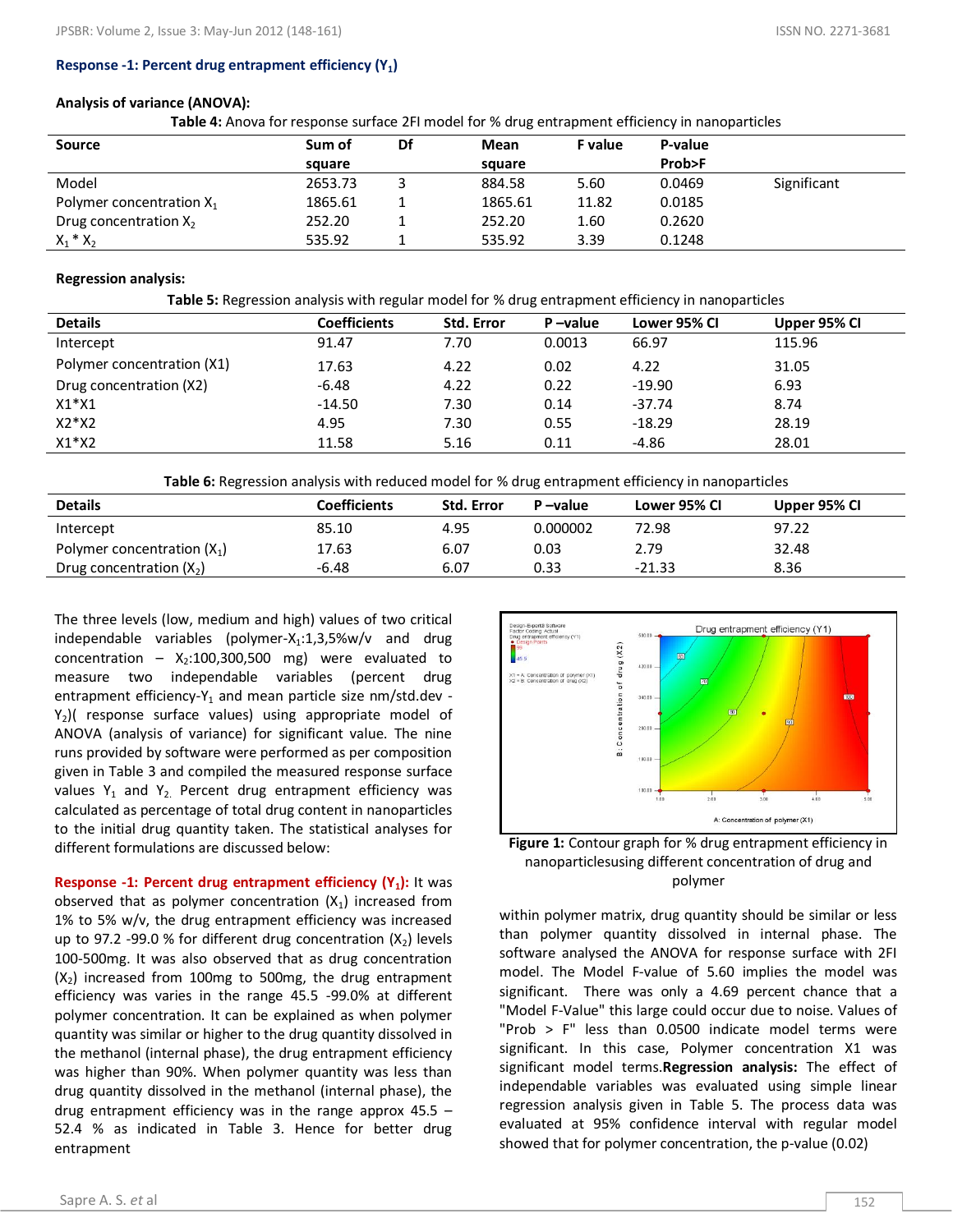### Response -1: Percent drug entrapment efficiency ($Y_1$)

**Analysis of variance (ANOVA):**

**Table 4:** Anova for response surface 2FI model for % drug entrapment efficiency in nanoparticles

| Source | Sum of square | Df | Mean square | F value | P-value Prob>F | |
|---|---|---|---|---|---|---|
| Model | 2653.73 | 3 | 884.58 | 5.60 | 0.0469 | Significant |
| Polymer concentration $X_1$ | 1865.61 | 1 | 1865.61 | 11.82 | 0.0185 | |
| Drug concentration $X_2$ | 252.20 | 1 | 252.20 | 1.60 | 0.2620 | |
| $X_1 * X_2$ | 535.92 | 1 | 535.92 | 3.39 | 0.1248 | |

**Regression analysis:**

**Table 5:** Regression analysis with regular model for % drug entrapment efficiency in nanoparticles

| Details | Coefficients | Std. Error | P –value | Lower 95% CI | Upper 95% CI |
|---|---|---|---|---|---|
| Intercept | 91.47 | 7.70 | 0.0013 | 66.97 | 115.96 |
| Polymer concentration (X1) | 17.63 | 4.22 | 0.02 | 4.22 | 31.05 |
| Drug concentration (X2) | -6.48 | 4.22 | 0.22 | -19.90 | 6.93 |
| X1*X1 | -14.50 | 7.30 | 0.14 | -37.74 | 8.74 |
| X2*X2 | 4.95 | 7.30 | 0.55 | -18.29 | 28.19 |
| X1*X2 | 11.58 | 5.16 | 0.11 | -4.86 | 28.01 |

**Table 6:** Regression analysis with reduced model for % drug entrapment efficiency in nanoparticles

| Details | Coefficients | Std. Error | P –value | Lower 95% CI | Upper 95% CI |
|---|---|---|---|---|---|
| Intercept | 85.10 | 4.95 | 0.000002 | 72.98 | 97.22 |
| Polymer concentration ($X_1$) | 17.63 | 6.07 | 0.03 | 2.79 | 32.48 |
| Drug concentration ($X_2$) | -6.48 | 6.07 | 0.33 | -21.33 | 8.36 |

The three levels (low, medium and high) values of two critical independable variables (polymer-$X_1$:1,3,5%w/v and drug concentration – $X_2$:100,300,500 mg) were evaluated to measure two independable variables (percent drug entrapment efficiency-$Y_1$ and mean particle size nm/std.dev -$Y_2$)( response surface values) using appropriate model of ANOVA (analysis of variance) for significant value. The nine runs provided by software were performed as per composition given in Table 3 and compiled the measured response surface values $Y_1$ and $Y_2$. Percent drug entrapment efficiency was calculated as percentage of total drug content in nanoparticles to the initial drug quantity taken. The statistical analyses for different formulations are discussed below:

**Response -1: Percent drug entrapment efficiency ($Y_1$):** It was observed that as polymer concentration ($X_1$) increased from 1% to 5% w/v, the drug entrapment efficiency was increased up to 97.2 -99.0 % for different drug concentration ($X_2$) levels 100-500mg. It was also observed that as drug concentration ($X_2$) increased from 100mg to 500mg, the drug entrapment efficiency was varies in the range 45.5 -99.0% at different polymer concentration. It can be explained as when polymer quantity was similar or higher to the drug quantity dissolved in the methanol (internal phase), the drug entrapment efficiency was higher than 90%. When polymer quantity was less than drug quantity dissolved in the methanol (internal phase), the drug entrapment efficiency was in the range approx 45.5 – 52.4 % as indicated in Table 3. Hence for better drug entrapment

**Figure 1:** Contour graph for % drug entrapment efficiency in nanoparticlesusing different concentration of drug and polymer

within polymer matrix, drug quantity should be similar or less than polymer quantity dissolved in internal phase. The software analysed the ANOVA for response surface with 2FI model. The Model F-value of 5.60 implies the model was significant. There was only a 4.69 percent chance that a "Model F-Value" this large could occur due to noise. Values of "Prob > F" less than 0.0500 indicate model terms were significant. In this case, Polymer concentration X1 was significant model terms.**Regression analysis:** The effect of independable variables was evaluated using simple linear regression analysis given in Table 5. The process data was evaluated at 95% confidence interval with regular model showed that for polymer concentration, the p-value (0.02)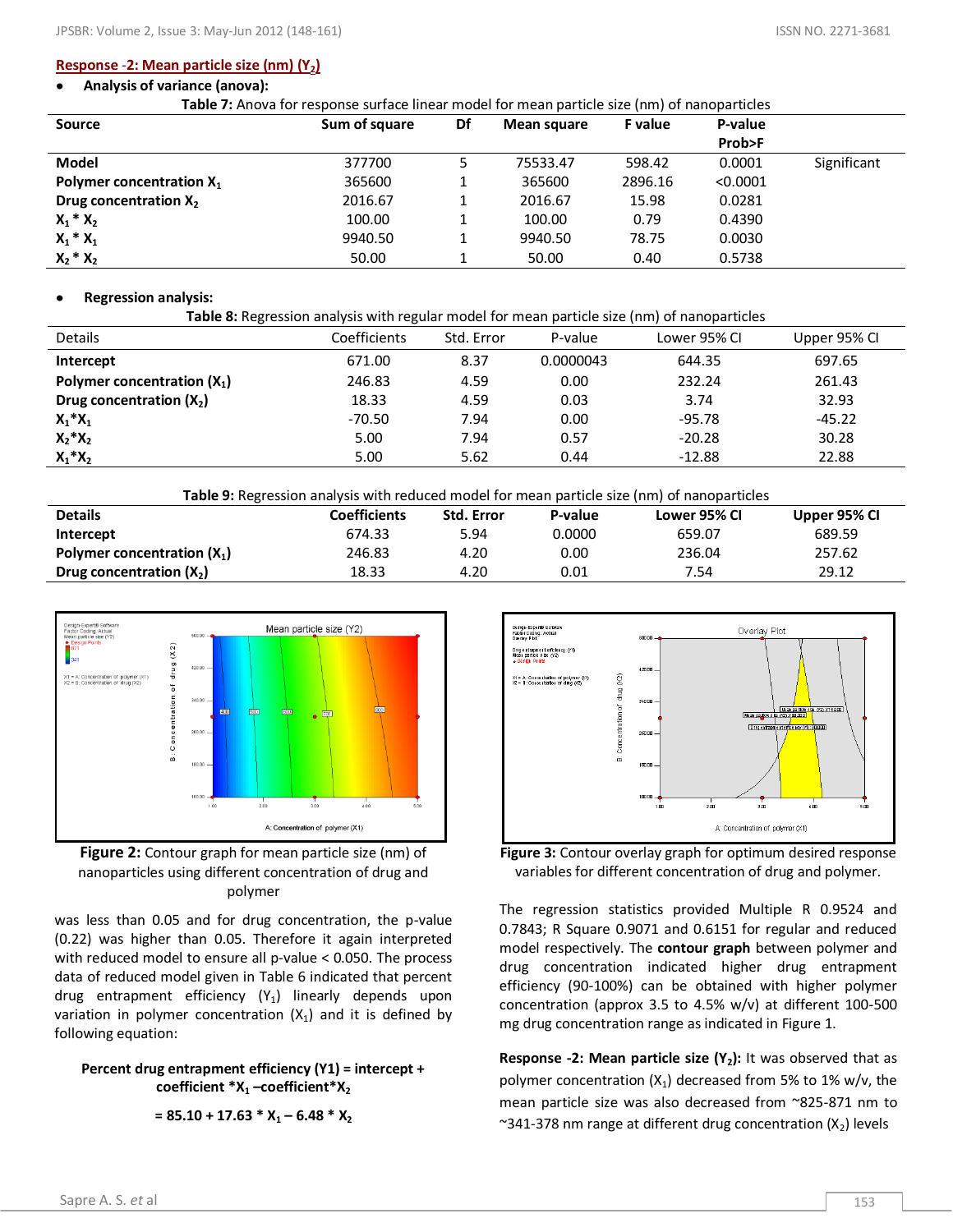**Response -2: Mean particle size (nm) ($Y_2$)**

- **Analysis of variance (anova):**

**Table 7:** Anova for response surface linear model for mean particle size (nm) of nanoparticles

| Source | Sum of square | Df | Mean square | F value | P-value Prob>F | |
|---|---|---|---|---|---|---|
| **Model** | 377700 | 5 | 75533.47 | 598.42 | 0.0001 | Significant |
| **Polymer concentration $X_1$** | 365600 | 1 | 365600 | 2896.16 | <0.0001 | |
| **Drug concentration $X_2$** | 2016.67 | 1 | 2016.67 | 15.98 | 0.0281 | |
| **$X_1 * X_2$** | 100.00 | 1 | 100.00 | 0.79 | 0.4390 | |
| **$X_1 * X_1$** | 9940.50 | 1 | 9940.50 | 78.75 | 0.0030 | |
| **$X_2 * X_2$** | 50.00 | 1 | 50.00 | 0.40 | 0.5738 | |

- **Regression analysis:**

**Table 8:** Regression analysis with regular model for mean particle size (nm) of nanoparticles

| Details | Coefficients | Std. Error | P-value | Lower 95% CI | Upper 95% CI |
|---|---|---|---|---|---|
| **Intercept** | 671.00 | 8.37 | 0.0000043 | 644.35 | 697.65 |
| **Polymer concentration ($X_1$)** | 246.83 | 4.59 | 0.00 | 232.24 | 261.43 |
| **Drug concentration ($X_2$)** | 18.33 | 4.59 | 0.03 | 3.74 | 32.93 |
| **$X_1*X_1$** | -70.50 | 7.94 | 0.00 | -95.78 | -45.22 |
| **$X_2*X_2$** | 5.00 | 7.94 | 0.57 | -20.28 | 30.28 |
| **$X_1*X_2$** | 5.00 | 5.62 | 0.44 | -12.88 | 22.88 |

**Table 9:** Regression analysis with reduced model for mean particle size (nm) of nanoparticles

| Details | Coefficients | Std. Error | P-value | Lower 95% CI | Upper 95% CI |
|---|---|---|---|---|---|
| **Intercept** | 674.33 | 5.94 | 0.0000 | 659.07 | 689.59 |
| **Polymer concentration ($X_1$)** | 246.83 | 4.20 | 0.00 | 236.04 | 257.62 |
| **Drug concentration ($X_2$)** | 18.33 | 4.20 | 0.01 | 7.54 | 29.12 |

**Figure 2:** Contour graph for mean particle size (nm) of nanoparticles using different concentration of drug and polymer

**Figure 3:** Contour overlay graph for optimum desired response variables for different concentration of drug and polymer.

was less than 0.05 and for drug concentration, the p-value (0.22) was higher than 0.05. Therefore it again interpreted with reduced model to ensure all p-value < 0.050. The process data of reduced model given in Table 6 indicated that percent drug entrapment efficiency ($Y_1$) linearly depends upon variation in polymer concentration ($X_1$) and it is defined by following equation:

**Percent drug entrapment efficiency (Y1) = intercept + coefficient \*$X_1$ –coefficient\*$X_2$**

$$= 85.10 + 17.63 * X_1 - 6.48 * X_2$$

The regression statistics provided Multiple R 0.9524 and 0.7843; R Square 0.9071 and 0.6151 for regular and reduced model respectively. The **contour graph** between polymer and drug concentration indicated higher drug entrapment efficiency (90-100%) can be obtained with higher polymer concentration (approx 3.5 to 4.5% w/v) at different 100-500 mg drug concentration range as indicated in Figure 1.

**Response -2: Mean particle size ($Y_2$):** It was observed that as polymer concentration ($X_1$) decreased from 5% to 1% w/v, the mean particle size was also decreased from ~825-871 nm to ~341-378 nm range at different drug concentration ($X_2$) levels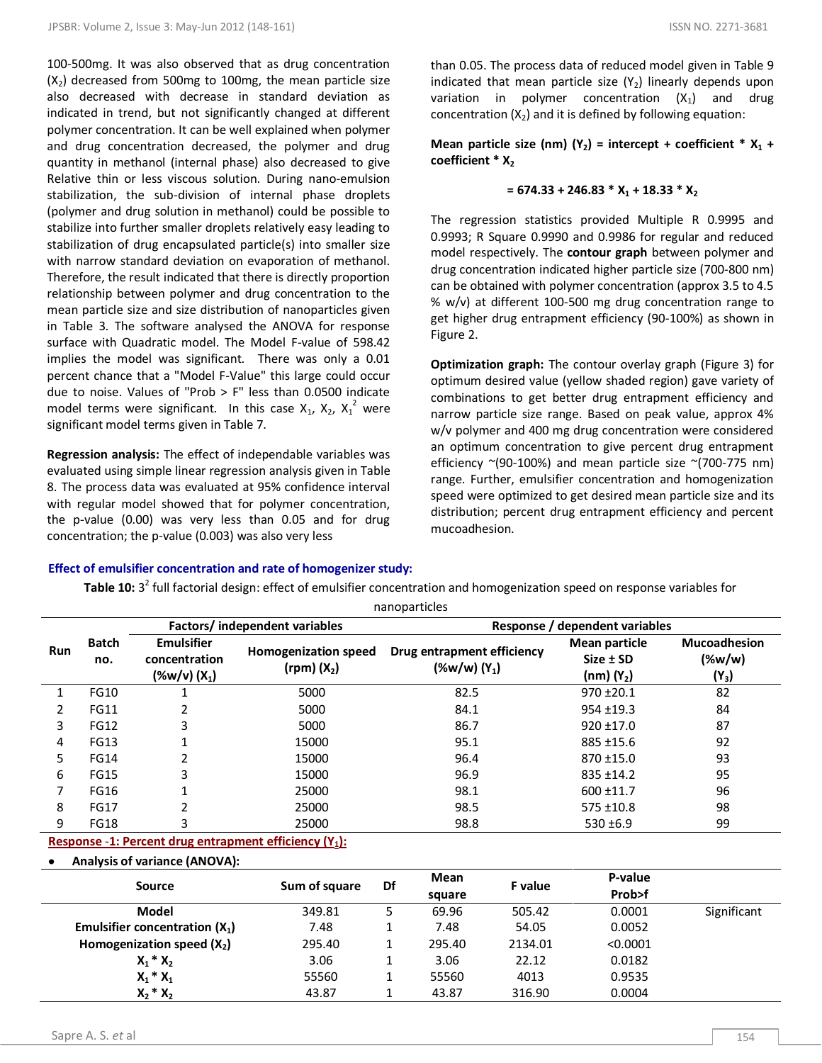100-500mg. It was also observed that as drug concentration ($X_2$) decreased from 500mg to 100mg, the mean particle size also decreased with decrease in standard deviation as indicated in trend, but not significantly changed at different polymer concentration. It can be well explained when polymer and drug concentration decreased, the polymer and drug quantity in methanol (internal phase) also decreased to give Relative thin or less viscous solution. During nano-emulsion stabilization, the sub-division of internal phase droplets (polymer and drug solution in methanol) could be possible to stabilize into further smaller droplets relatively easy leading to stabilization of drug encapsulated particle(s) into smaller size with narrow standard deviation on evaporation of methanol. Therefore, the result indicated that there is directly proportion relationship between polymer and drug concentration to the mean particle size and size distribution of nanoparticles given in Table 3. The software analysed the ANOVA for response surface with Quadratic model. The Model F-value of 598.42 implies the model was significant. There was only a 0.01 percent chance that a "Model F-Value" this large could occur due to noise. Values of "Prob > F" less than 0.0500 indicate model terms were significant. In this case $X_1$, $X_2$, $X_1^2$ were significant model terms given in Table 7.

**Regression analysis:** The effect of independable variables was evaluated using simple linear regression analysis given in Table 8. The process data was evaluated at 95% confidence interval with regular model showed that for polymer concentration, the p-value (0.00) was very less than 0.05 and for drug concentration; the p-value (0.003) was also very less than 0.05. The process data of reduced model given in Table 9 indicated that mean particle size ($Y_2$) linearly depends upon variation in polymer concentration ($X_1$) and drug concentration ($X_2$) and it is defined by following equation:

**Mean particle size (nm) ($Y_2$) = intercept + coefficient * $X_1$ + coefficient * $X_2$**

$$= 674.33 + 246.83 * X_1 + 18.33 * X_2$$

The regression statistics provided Multiple R 0.9995 and 0.9993; R Square 0.9990 and 0.9986 for regular and reduced model respectively. The **contour graph** between polymer and drug concentration indicated higher particle size (700-800 nm) can be obtained with polymer concentration (approx 3.5 to 4.5 % w/v) at different 100-500 mg drug concentration range to get higher drug entrapment efficiency (90-100%) as shown in Figure 2.

**Optimization graph:** The contour overlay graph (Figure 3) for optimum desired value (yellow shaded region) gave variety of combinations to get better drug entrapment efficiency and narrow particle size range. Based on peak value, approx 4% w/v polymer and 400 mg drug concentration were considered an optimum concentration to give percent drug entrapment efficiency ~(90-100%) and mean particle size ~(700-775 nm) range. Further, emulsifier concentration and homogenization speed were optimized to get desired mean particle size and its distribution; percent drug entrapment efficiency and percent mucoadhesion.

### Effect of emulsifier concentration and rate of homogenizer study:

**Table 10:** $3^2$ full factorial design: effect of emulsifier concentration and homogenization speed on response variables for nanoparticles

| Run | Batch no. | Factors/ independent variables | | Response / dependent variables | | |
|---|---|---|---|---|---|---|
| | | Emulsifier concentration (%w/v) ($X_1$) | Homogenization speed (rpm) ($X_2$) | Drug entrapment efficiency (%w/w) ($Y_1$) | Mean particle Size ± SD (nm) ($Y_2$) | Mucoadhesion (%w/w) ($Y_3$) |
| 1 | FG10 | 1 | 5000 | 82.5 | 970 ±20.1 | 82 |
| 2 | FG11 | 2 | 5000 | 84.1 | 954 ±19.3 | 84 |
| 3 | FG12 | 3 | 5000 | 86.7 | 920 ±17.0 | 87 |
| 4 | FG13 | 1 | 15000 | 95.1 | 885 ±15.6 | 92 |
| 5 | FG14 | 2 | 15000 | 96.4 | 870 ±15.0 | 93 |
| 6 | FG15 | 3 | 15000 | 96.9 | 835 ±14.2 | 95 |
| 7 | FG16 | 1 | 25000 | 98.1 | 600 ±11.7 | 96 |
| 8 | FG17 | 2 | 25000 | 98.5 | 575 ±10.8 | 98 |
| 9 | FG18 | 3 | 25000 | 98.8 | 530 ±6.9 | 99 |

**Response -1: Percent drug entrapment efficiency ($Y_1$):**

- **Analysis of variance (ANOVA):**

| Source | Sum of square | Df | Mean square | F value | P-value Prob>f | |
|---|---|---|---|---|---|---|
| Model | 349.81 | 5 | 69.96 | 505.42 | 0.0001 | Significant |
| Emulsifier concentration ($X_1$) | 7.48 | 1 | 7.48 | 54.05 | 0.0052 | |
| Homogenization speed ($X_2$) | 295.40 | 1 | 295.40 | 2134.01 | <0.0001 | |
| $X_1 * X_2$ | 3.06 | 1 | 3.06 | 22.12 | 0.0182 | |
| $X_1 * X_1$ | 55560 | 1 | 55560 | 4013 | 0.9535 | |
| $X_2 * X_2$ | 43.87 | 1 | 43.87 | 316.90 | 0.0004 | |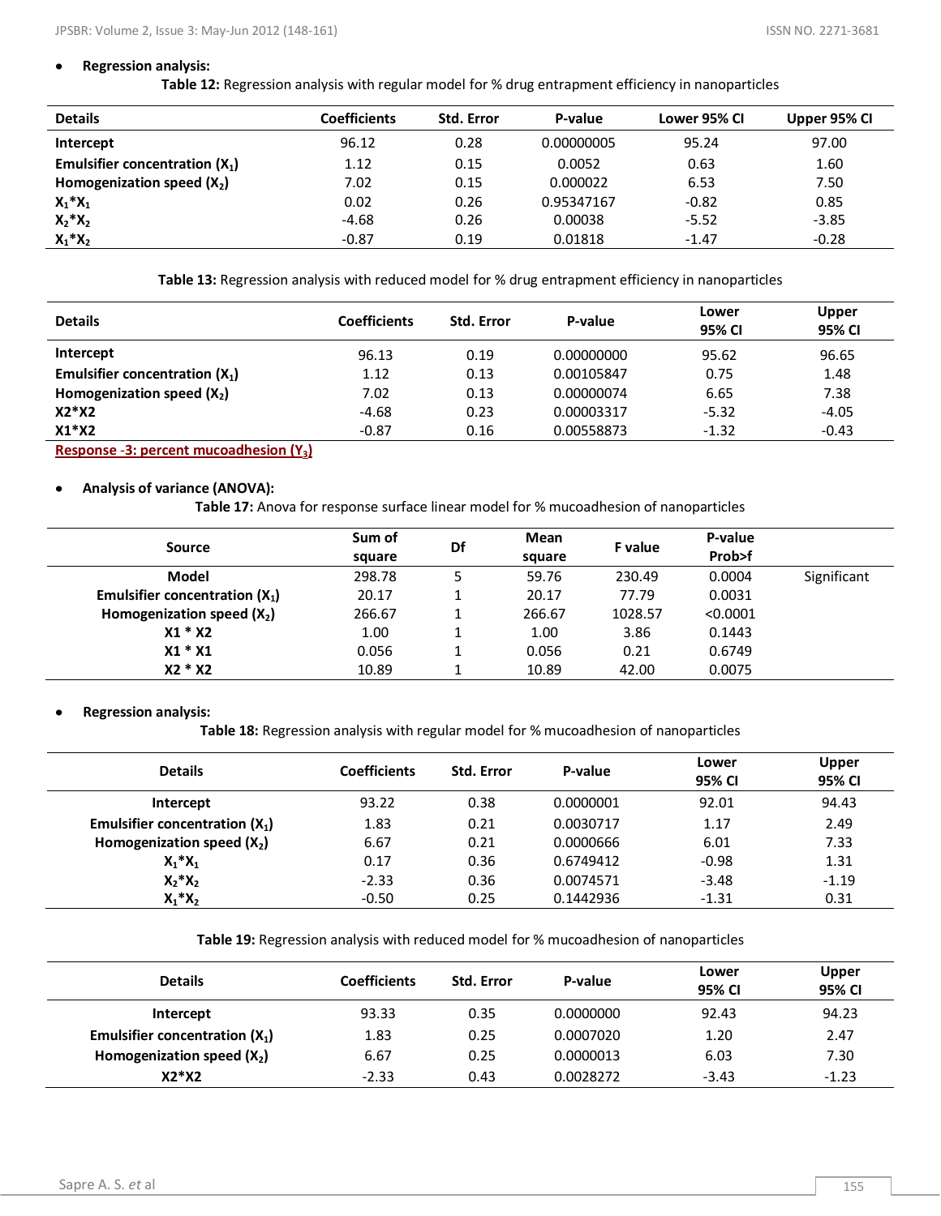- **Regression analysis:**

**Table 12:** Regression analysis with regular model for % drug entrapment efficiency in nanoparticles

| Details | Coefficients | Std. Error | P-value | Lower 95% CI | Upper 95% CI |
|---|---|---|---|---|---|
| Intercept | 96.12 | 0.28 | 0.00000005 | 95.24 | 97.00 |
| Emulsifier concentration ($X_1$) | 1.12 | 0.15 | 0.0052 | 0.63 | 1.60 |
| Homogenization speed ($X_2$) | 7.02 | 0.15 | 0.000022 | 6.53 | 7.50 |
| $X_1$*$X_1$ | 0.02 | 0.26 | 0.95347167 | -0.82 | 0.85 |
| $X_2$*$X_2$ | -4.68 | 0.26 | 0.00038 | -5.52 | -3.85 |
| $X_1$*$X_2$ | -0.87 | 0.19 | 0.01818 | -1.47 | -0.28 |

**Table 13:** Regression analysis with reduced model for % drug entrapment efficiency in nanoparticles

| Details | Coefficients | Std. Error | P-value | Lower 95% CI | Upper 95% CI |
|---|---|---|---|---|---|
| Intercept | 96.13 | 0.19 | 0.00000000 | 95.62 | 96.65 |
| Emulsifier concentration ($X_1$) | 1.12 | 0.13 | 0.00105847 | 0.75 | 1.48 |
| Homogenization speed ($X_2$) | 7.02 | 0.13 | 0.00000074 | 6.65 | 7.38 |
| X2*X2 | -4.68 | 0.23 | 0.00003317 | -5.32 | -4.05 |
| X1*X2 | -0.87 | 0.16 | 0.00558873 | -1.32 | -0.43 |

## Response -3: percent mucoadhesion ($Y_3$)

- **Analysis of variance (ANOVA):**

**Table 17:** Anova for response surface linear model for % mucoadhesion of nanoparticles

| Source | Sum of square | Df | Mean square | F value | P-value Prob>f | |
|---|---|---|---|---|---|---|
| Model | 298.78 | 5 | 59.76 | 230.49 | 0.0004 | Significant |
| Emulsifier concentration ($X_1$) | 20.17 | 1 | 20.17 | 77.79 | 0.0031 | |
| Homogenization speed ($X_2$) | 266.67 | 1 | 266.67 | 1028.57 | <0.0001 | |
| X1 * X2 | 1.00 | 1 | 1.00 | 3.86 | 0.1443 | |
| X1 * X1 | 0.056 | 1 | 0.056 | 0.21 | 0.6749 | |
| X2 * X2 | 10.89 | 1 | 10.89 | 42.00 | 0.0075 | |

- **Regression analysis:**

**Table 18:** Regression analysis with regular model for % mucoadhesion of nanoparticles

| Details | Coefficients | Std. Error | P-value | Lower 95% CI | Upper 95% CI |
|---|---|---|---|---|---|
| Intercept | 93.22 | 0.38 | 0.0000001 | 92.01 | 94.43 |
| Emulsifier concentration ($X_1$) | 1.83 | 0.21 | 0.0030717 | 1.17 | 2.49 |
| Homogenization speed ($X_2$) | 6.67 | 0.21 | 0.0000666 | 6.01 | 7.33 |
| $X_1$*$X_1$ | 0.17 | 0.36 | 0.6749412 | -0.98 | 1.31 |
| $X_2$*$X_2$ | -2.33 | 0.36 | 0.0074571 | -3.48 | -1.19 |
| $X_1$*$X_2$ | -0.50 | 0.25 | 0.1442936 | -1.31 | 0.31 |

**Table 19:** Regression analysis with reduced model for % mucoadhesion of nanoparticles

| Details | Coefficients | Std. Error | P-value | Lower 95% CI | Upper 95% CI |
|---|---|---|---|---|---|
| Intercept | 93.33 | 0.35 | 0.0000000 | 92.43 | 94.23 |
| Emulsifier concentration ($X_1$) | 1.83 | 0.25 | 0.0007020 | 1.20 | 2.47 |
| Homogenization speed ($X_2$) | 6.67 | 0.25 | 0.0000013 | 6.03 | 7.30 |
| X2*X2 | -2.33 | 0.43 | 0.0028272 | -3.43 | -1.23 |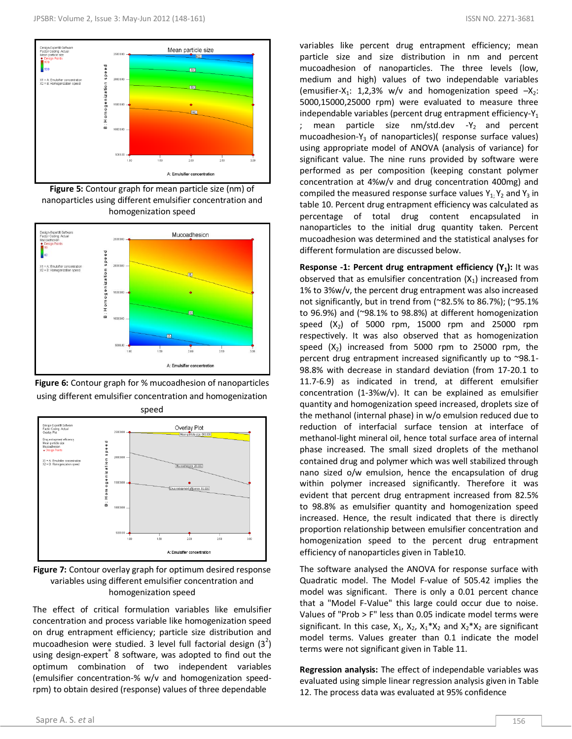Figure 5: Contour graph for mean particle size (nm) of nanoparticles using different emulsifier concentration and homogenization speed

Figure 6: Contour graph for % mucoadhesion of nanoparticles using different emulsifier concentration and homogenization speed

Figure 7: Contour overlay graph for optimum desired response variables using different emulsifier concentration and homogenization speed

The effect of critical formulation variables like emulsifier concentration and process variable like homogenization speed on drug entrapment efficiency; particle size distribution and mucoadhesion were studied. 3 level full factorial design ($3^2$) using design-expert® 8 software, was adopted to find out the optimum combination of two independent variables (emulsifier concentration-% w/v and homogenization speed-rpm) to obtain desired (response) values of three dependable variables like percent drug entrapment efficiency; mean particle size and size distribution in nm and percent mucoadhesion of nanoparticles. The three levels (low, medium and high) values of two independable variables (emusifier-$X_1$: 1,2,3% w/v and homogenization speed $-X_2$: 5000,15000,25000 rpm) were evaluated to measure three independable variables (percent drug entrapment efficiency-$Y_1$ ; mean particle size nm/std.dev -$Y_2$ and percent mucoadhesion-$Y_3$ of nanoparticles)( response surface values) using appropriate model of ANOVA (analysis of variance) for significant value. The nine runs provided by software were performed as per composition (keeping constant polymer concentration at 4%w/v and drug concentration 400mg) and compiled the measured response surface values $Y_1$; $Y_2$ and $Y_3$ in table 10. Percent drug entrapment efficiency was calculated as percentage of total drug content encapsulated in nanoparticles to the initial drug quantity taken. Percent mucoadhesion was determined and the statistical analyses for different formulation are discussed below.

**Response -1: Percent drug entrapment efficiency ($Y_1$):** It was observed that as emulsifier concentration ($X_1$) increased from 1% to 3%w/v, the percent drug entrapment was also increased not significantly, but in trend from (~82.5% to 86.7%); (~95.1% to 96.9%) and (~98.1% to 98.8%) at different homogenization speed ($X_2$) of 5000 rpm, 15000 rpm and 25000 rpm respectively. It was also observed that as homogenization speed ($X_2$) increased from 5000 rpm to 25000 rpm, the percent drug entrapment increased significantly up to ~98.1-98.8% with decrease in standard deviation (from 17-20.1 to 11.7-6.9) as indicated in trend, at different emulsifier concentration (1-3%w/v). It can be explained as emulsifier quantity and homogenization speed increased, droplets size of the methanol (internal phase) in w/o emulsion reduced due to reduction of interfacial surface tension at interface of methanol-light mineral oil, hence total surface area of internal phase increased. The small sized droplets of the methanol contained drug and polymer which was well stabilized through nano sized o/w emulsion, hence the encapsulation of drug within polymer increased significantly. Therefore it was evident that percent drug entrapment increased from 82.5% to 98.8% as emulsifier quantity and homogenization speed increased. Hence, the result indicated that there is directly proportion relationship between emulsifier concentration and homogenization speed to the percent drug entrapment efficiency of nanoparticles given in Table10.

The software analysed the ANOVA for response surface with Quadratic model. The Model F-value of 505.42 implies the model was significant. There is only a 0.01 percent chance that a "Model F-Value" this large could occur due to noise. Values of "Prob > F" less than 0.05 indicate model terms were significant. In this case, $X_1$, $X_2$, $X_1$*$X_2$ and $X_2$*$X_2$ are significant model terms. Values greater than 0.1 indicate the model terms were not significant given in Table 11.

**Regression analysis:** The effect of independable variables was evaluated using simple linear regression analysis given in Table 12. The process data was evaluated at 95% confidence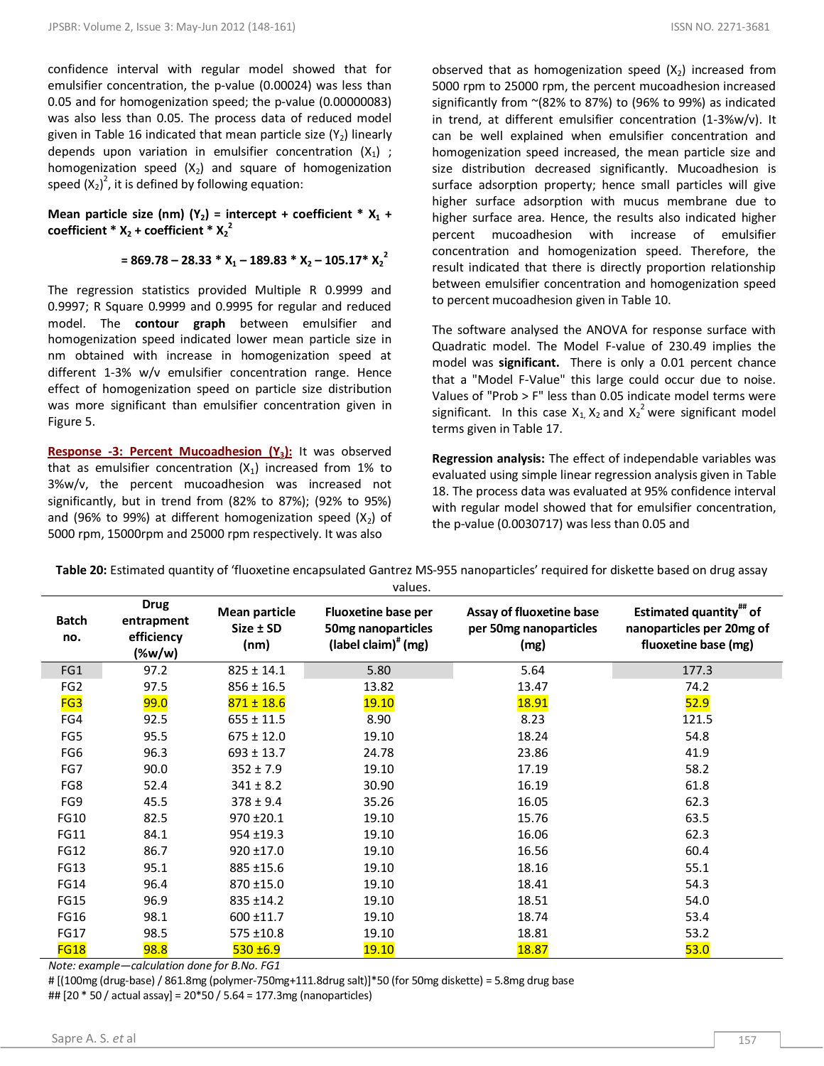confidence interval with regular model showed that for emulsifier concentration, the p-value (0.00024) was less than 0.05 and for homogenization speed; the p-value (0.00000083) was also less than 0.05. The process data of reduced model given in Table 16 indicated that mean particle size ($Y_2$) linearly depends upon variation in emulsifier concentration ($X_1$) ; homogenization speed ($X_2$) and square of homogenization speed $(X_2)^2$, it is defined by following equation:

**Mean particle size (nm) ($Y_2$) = intercept + coefficient * $X_1$ + coefficient * $X_2$ + coefficient * $X_2^2$**

$$= 869.78 - 28.33 * X_1 - 189.83 * X_2 - 105.17 * X_2^2$$

The regression statistics provided Multiple R 0.9999 and 0.9997; R Square 0.9999 and 0.9995 for regular and reduced model. The **contour graph** between emulsifier and homogenization speed indicated lower mean particle size in nm obtained with increase in homogenization speed at different 1-3% w/v emulsifier concentration range. Hence effect of homogenization speed on particle size distribution was more significant than emulsifier concentration given in Figure 5.

**Response -3: Percent Mucoadhesion ($Y_3$):** It was observed that as emulsifier concentration ($X_1$) increased from 1% to 3%w/v, the percent mucoadhesion was increased not significantly, but in trend from (82% to 87%); (92% to 95%) and (96% to 99%) at different homogenization speed ($X_2$) of 5000 rpm, 15000rpm and 25000 rpm respectively. It was also observed that as homogenization speed ($X_2$) increased from 5000 rpm to 25000 rpm, the percent mucoadhesion increased significantly from ~(82% to 87%) to (96% to 99%) as indicated in trend, at different emulsifier concentration (1-3%w/v). It can be well explained when emulsifier concentration and homogenization speed increased, the mean particle size and size distribution decreased significantly. Mucoadhesion is surface adsorption property; hence small particles will give higher surface adsorption with mucus membrane due to higher surface area. Hence, the results also indicated higher percent mucoadhesion with increase of emulsifier concentration and homogenization speed. Therefore, the result indicated that there is directly proportion relationship between emulsifier concentration and homogenization speed to percent mucoadhesion given in Table 10.

The software analysed the ANOVA for response surface with Quadratic model. The Model F-value of 230.49 implies the model was **significant.** There is only a 0.01 percent chance that a "Model F-Value" this large could occur due to noise. Values of "Prob > F" less than 0.05 indicate model terms were significant. In this case $X_1$, $X_2$ and $X_2^2$ were significant model terms given in Table 17.

**Regression analysis:** The effect of independable variables was evaluated using simple linear regression analysis given in Table 18. The process data was evaluated at 95% confidence interval with regular model showed that for emulsifier concentration, the p-value (0.0030717) was less than 0.05 and

**Table 20:** Estimated quantity of 'fluoxetine encapsulated Gantrez MS-955 nanoparticles' required for diskette based on drug assay values.

| Batch no. | Drug entrapment efficiency (%w/w) | Mean particle Size ± SD (nm) | Fluoxetine base per 50mg nanoparticles (label claim)[#] (mg) | Assay of fluoxetine base per 50mg nanoparticles (mg) | Estimated quantity[##] of nanoparticles per 20mg of fluoxetine base (mg) |
|---|---|---|---|---|---|
| FG1 | 97.2 | 825 ± 14.1 | 5.80 | 5.64 | 177.3 |
| FG2 | 97.5 | 856 ± 16.5 | 13.82 | 13.47 | 74.2 |
| FG3 | 99.0 | 871 ± 18.6 | 19.10 | 18.91 | 52.9 |
| FG4 | 92.5 | 655 ± 11.5 | 8.90 | 8.23 | 121.5 |
| FG5 | 95.5 | 675 ± 12.0 | 19.10 | 18.24 | 54.8 |
| FG6 | 96.3 | 693 ± 13.7 | 24.78 | 23.86 | 41.9 |
| FG7 | 90.0 | 352 ± 7.9 | 19.10 | 17.19 | 58.2 |
| FG8 | 52.4 | 341 ± 8.2 | 30.90 | 16.19 | 61.8 |
| FG9 | 45.5 | 378 ± 9.4 | 35.26 | 16.05 | 62.3 |
| FG10 | 82.5 | 970 ±20.1 | 19.10 | 15.76 | 63.5 |
| FG11 | 84.1 | 954 ±19.3 | 19.10 | 16.06 | 62.3 |
| FG12 | 86.7 | 920 ±17.0 | 19.10 | 16.56 | 60.4 |
| FG13 | 95.1 | 885 ±15.6 | 19.10 | 18.16 | 55.1 |
| FG14 | 96.4 | 870 ±15.0 | 19.10 | 18.41 | 54.3 |
| FG15 | 96.9 | 835 ±14.2 | 19.10 | 18.51 | 54.0 |
| FG16 | 98.1 | 600 ±11.7 | 19.10 | 18.74 | 53.4 |
| FG17 | 98.5 | 575 ±10.8 | 19.10 | 18.81 | 53.2 |
| FG18 | 98.8 | 530 ±6.9 | 19.10 | 18.87 | 53.0 |

*Note: example—calculation done for B.No. FG1*

# [(100mg (drug-base) / 861.8mg (polymer-750mg+111.8drug salt)]*50 (for 50mg diskette) = 5.8mg drug base

## [20 * 50 / actual assay] = 20*50 / 5.64 = 177.3mg (nanoparticles)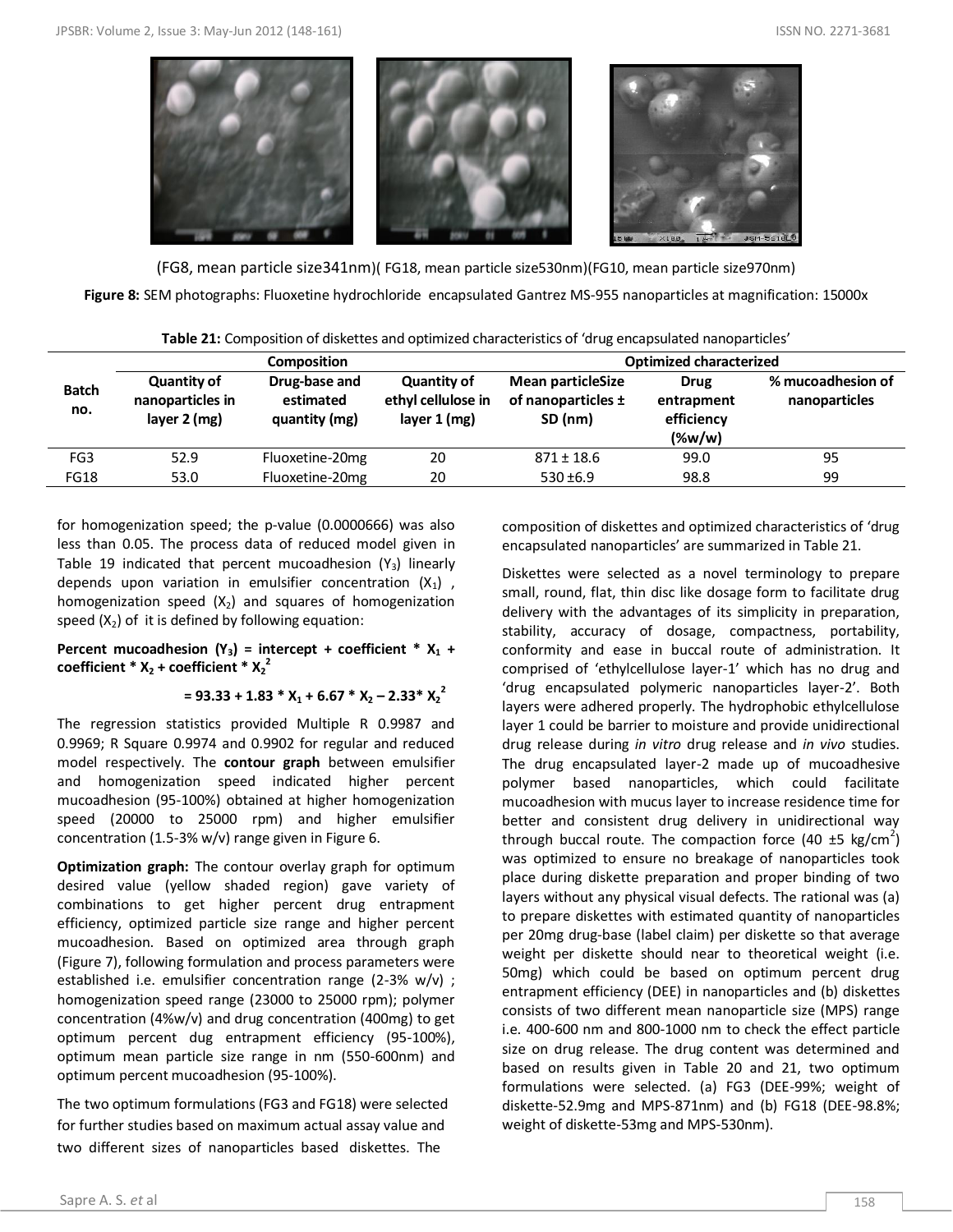(FG8, mean particle size341nm)( FG18, mean particle size530nm)(FG10, mean particle size970nm)

**Figure 8:** SEM photographs: Fluoxetine hydrochloride encapsulated Gantrez MS-955 nanoparticles at magnification: 15000x

**Table 21:** Composition of diskettes and optimized characteristics of 'drug encapsulated nanoparticles'

| Batch no. | Composition | | | Optimized characterized | | |
|---|---|---|---|---|---|---|
| | Quantity of nanoparticles in layer 2 (mg) | Drug-base and estimated quantity (mg) | Quantity of ethyl cellulose in layer 1 (mg) | Mean particleSize of nanoparticles ± SD (nm) | Drug entrapment efficiency (%w/w) | % mucoadhesion of nanoparticles |
| FG3 | 52.9 | Fluoxetine-20mg | 20 | 871 ± 18.6 | 99.0 | 95 |
| FG18 | 53.0 | Fluoxetine-20mg | 20 | 530 ±6.9 | 98.8 | 99 |

for homogenization speed; the p-value (0.0000666) was also less than 0.05. The process data of reduced model given in Table 19 indicated that percent mucoadhesion ($Y_3$) linearly depends upon variation in emulsifier concentration ($X_1$) , homogenization speed ($X_2$) and squares of homogenization speed ($X_2$) of it is defined by following equation:

**Percent mucoadhesion ($Y_3$) = intercept + coefficient * $X_1$ + coefficient * $X_2$ + coefficient * $X_2^2$**

$$= 93.33 + 1.83 * X_1 + 6.67 * X_2 - 2.33 * X_2^2$$

The regression statistics provided Multiple R 0.9987 and 0.9969; R Square 0.9974 and 0.9902 for regular and reduced model respectively. The **contour graph** between emulsifier and homogenization speed indicated higher percent mucoadhesion (95-100%) obtained at higher homogenization speed (20000 to 25000 rpm) and higher emulsifier concentration (1.5-3% w/v) range given in Figure 6.

**Optimization graph:** The contour overlay graph for optimum desired value (yellow shaded region) gave variety of combinations to get higher percent drug entrapment efficiency, optimized particle size range and higher percent mucoadhesion. Based on optimized area through graph (Figure 7), following formulation and process parameters were established i.e. emulsifier concentration range (2-3% w/v) ; homogenization speed range (23000 to 25000 rpm); polymer concentration (4%w/v) and drug concentration (400mg) to get optimum percent dug entrapment efficiency (95-100%), optimum mean particle size range in nm (550-600nm) and optimum percent mucoadhesion (95-100%).

The two optimum formulations (FG3 and FG18) were selected for further studies based on maximum actual assay value and two different sizes of nanoparticles based diskettes. The composition of diskettes and optimized characteristics of 'drug encapsulated nanoparticles' are summarized in Table 21.

Diskettes were selected as a novel terminology to prepare small, round, flat, thin disc like dosage form to facilitate drug delivery with the advantages of its simplicity in preparation, stability, accuracy of dosage, compactness, portability, conformity and ease in buccal route of administration. It comprised of 'ethylcellulose layer-1' which has no drug and 'drug encapsulated polymeric nanoparticles layer-2'. Both layers were adhered properly. The hydrophobic ethylcellulose layer 1 could be barrier to moisture and provide unidirectional drug release during *in vitro* drug release and *in vivo* studies. The drug encapsulated layer-2 made up of mucoadhesive polymer based nanoparticles, which could facilitate mucoadhesion with mucus layer to increase residence time for better and consistent drug delivery in unidirectional way through buccal route. The compaction force (40 ±5 kg/cm$^2$) was optimized to ensure no breakage of nanoparticles took place during diskette preparation and proper binding of two layers without any physical visual defects. The rational was (a) to prepare diskettes with estimated quantity of nanoparticles per 20mg drug-base (label claim) per diskette so that average weight per diskette should near to theoretical weight (i.e. 50mg) which could be based on optimum percent drug entrapment efficiency (DEE) in nanoparticles and (b) diskettes consists of two different mean nanoparticle size (MPS) range i.e. 400-600 nm and 800-1000 nm to check the effect particle size on drug release. The drug content was determined and based on results given in Table 20 and 21, two optimum formulations were selected. (a) FG3 (DEE-99%; weight of diskette-52.9mg and MPS-871nm) and (b) FG18 (DEE-98.8%; weight of diskette-53mg and MPS-530nm).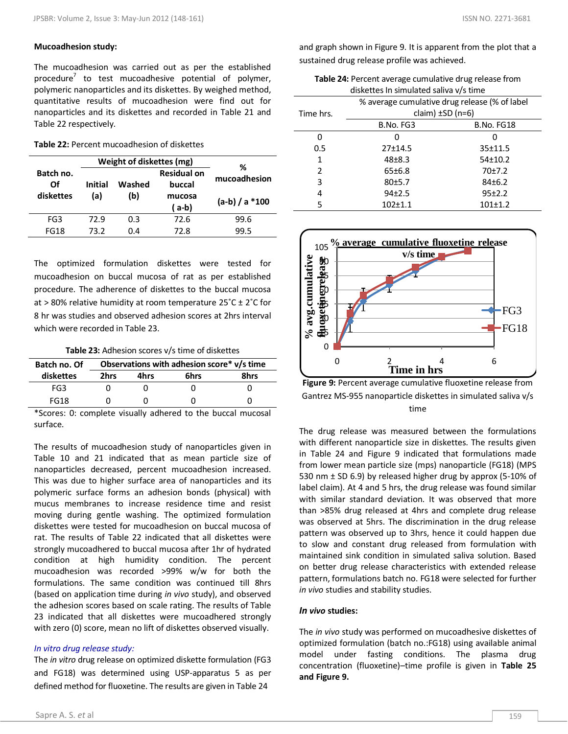### Mucoadhesion study:

The mucoadhesion was carried out as per the established procedure[7] to test mucoadhesive potential of polymer, polymeric nanoparticles and its diskettes. By weighed method, quantitative results of mucoadhesion were find out for nanoparticles and its diskettes and recorded in Table 21 and Table 22 respectively.

**Table 22:** Percent mucoadhesion of diskettes

| Batch no. Of diskettes | Weight of diskettes (mg) | | | % mucoadhesion |
|---|---|---|---|---|
| | Initial (a) | Washed (b) | Residual on buccal mucosa ( a-b) | (a-b) / a *100 |
| FG3 | 72.9 | 0.3 | 72.6 | 99.6 |
| FG18 | 73.2 | 0.4 | 72.8 | 99.5 |

The optimized formulation diskettes were tested for mucoadhesion on buccal mucosa of rat as per established procedure. The adherence of diskettes to the buccal mucosa at > 80% relative humidity at room temperature 25˚C ± 2˚C for 8 hr was studies and observed adhesion scores at 2hrs interval which were recorded in Table 23.

**Table 23:** Adhesion scores v/s time of diskettes

| Batch no. Of diskettes | Observations with adhesion score* v/s time | | | |
|---|---|---|---|---|
| | 2hrs | 4hrs | 6hrs | 8hrs |
| FG3 | 0 | 0 | 0 | 0 |
| FG18 | 0 | 0 | 0 | 0 |

*Scores: 0: complete visually adhered to the buccal mucosal surface.

The results of mucoadhesion study of nanoparticles given in Table 10 and 21 indicated that as mean particle size of nanoparticles decreased, percent mucoadhesion increased. This was due to higher surface area of nanoparticles and its polymeric surface forms an adhesion bonds (physical) with mucus membranes to increase residence time and resist moving during gentle washing. The optimized formulation diskettes were tested for mucoadhesion on buccal mucosa of rat. The results of Table 22 indicated that all diskettes were strongly mucoadhered to buccal mucosa after 1hr of hydrated condition at high humidity condition. The percent mucoadhesion was recorded >99% w/w for both the formulations. The same condition was continued till 8hrs (based on application time during *in vivo* study), and observed the adhesion scores based on scale rating. The results of Table 23 indicated that all diskettes were mucoadhered strongly with zero (0) score, mean no lift of diskettes observed visually.

*In vitro drug release study:*

The *in vitro* drug release on optimized diskette formulation (FG3 and FG18) was determined using USP-apparatus 5 as per defined method for fluoxetine. The results are given in Table 24 and graph shown in Figure 9. It is apparent from the plot that a sustained drug release profile was achieved.

**Table 24:** Percent average cumulative drug release from diskettes In simulated saliva v/s time

| Time hrs. | % average cumulative drug release (% of label claim) ±SD (n=6) | |
|---|---|---|
| | B.No. FG3 | B.No. FG18 |
| 0 | 0 | 0 |
| 0.5 | 27±14.5 | 35±11.5 |
| 1 | 48±8.3 | 54±10.2 |
| 2 | 65±6.8 | 70±7.2 |
| 3 | 80±5.7 | 84±6.2 |
| 4 | 94±2.5 | 95±2.2 |
| 5 | 102±1.1 | 101±1.2 |

**Figure 9:** Percent average cumulative fluoxetine release from Gantrez MS-955 nanoparticle diskettes in simulated saliva v/s time

The drug release was measured between the formulations with different nanoparticle size in diskettes. The results given in Table 24 and Figure 9 indicated that formulations made from lower mean particle size (mps) nanoparticle (FG18) (MPS 530 nm ± SD 6.9) by released higher drug by approx (5-10% of label claim). At 4 and 5 hrs, the drug release was found similar with similar standard deviation. It was observed that more than >85% drug released at 4hrs and complete drug release was observed at 5hrs. The discrimination in the drug release pattern was observed up to 3hrs, hence it could happen due to slow and constant drug released from formulation with maintained sink condition in simulated saliva solution. Based on better drug release characteristics with extended release pattern, formulations batch no. FG18 were selected for further *in vivo* studies and stability studies.

### *In vivo* studies:

The *in vivo* study was performed on mucoadhesive diskettes of optimized formulation (batch no.:FG18) using available animal model under fasting conditions. The plasma drug concentration (fluoxetine)–time profile is given in **Table 25 and Figure 9.**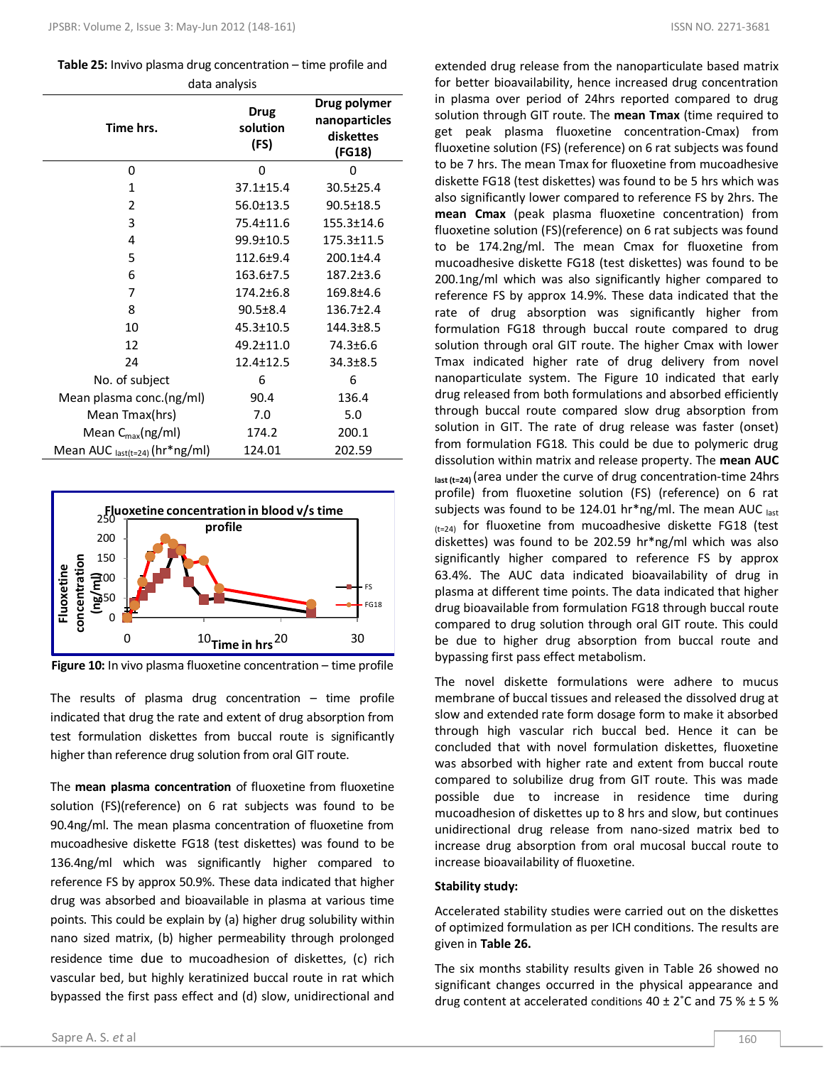**Table 25:** Invivo plasma drug concentration – time profile and data analysis

| Time hrs. | Drug solution (FS) | Drug polymer nanoparticles diskettes (FG18) |
|---|---|---|
| 0 | 0 | 0 |
| 1 | 37.1±15.4 | 30.5±25.4 |
| 2 | 56.0±13.5 | 90.5±18.5 |
| 3 | 75.4±11.6 | 155.3±14.6 |
| 4 | 99.9±10.5 | 175.3±11.5 |
| 5 | 112.6±9.4 | 200.1±4.4 |
| 6 | 163.6±7.5 | 187.2±3.6 |
| 7 | 174.2±6.8 | 169.8±4.6 |
| 8 | 90.5±8.4 | 136.7±2.4 |
| 10 | 45.3±10.5 | 144.3±8.5 |
| 12 | 49.2±11.0 | 74.3±6.6 |
| 24 | 12.4±12.5 | 34.3±8.5 |
| No. of subject | 6 | 6 |
| Mean plasma conc.(ng/ml) | 90.4 | 136.4 |
| Mean Tmax(hrs) | 7.0 | 5.0 |
| Mean $C_{max}$(ng/ml) | 174.2 | 200.1 |
| Mean AUC $_{last(t=24)}$ (hr*ng/ml) | 124.01 | 202.59 |

**Figure 10:** In vivo plasma fluoxetine concentration – time profile

The results of plasma drug concentration – time profile indicated that drug the rate and extent of drug absorption from test formulation diskettes from buccal route is significantly higher than reference drug solution from oral GIT route.

The **mean plasma concentration** of fluoxetine from fluoxetine solution (FS)(reference) on 6 rat subjects was found to be 90.4ng/ml. The mean plasma concentration of fluoxetine from mucoadhesive diskette FG18 (test diskettes) was found to be 136.4ng/ml which was significantly higher compared to reference FS by approx 50.9%. These data indicated that higher drug was absorbed and bioavailable in plasma at various time points. This could be explain by (a) higher drug solubility within nano sized matrix, (b) higher permeability through prolonged residence time due to mucoadhesion of diskettes, (c) rich vascular bed, but highly keratinized buccal route in rat which bypassed the first pass effect and (d) slow, unidirectional and extended drug release from the nanoparticulate based matrix for better bioavailability, hence increased drug concentration in plasma over period of 24hrs reported compared to drug solution through GIT route. The **mean Tmax** (time required to get peak plasma fluoxetine concentration-Cmax) from fluoxetine solution (FS) (reference) on 6 rat subjects was found to be 7 hrs. The mean Tmax for fluoxetine from mucoadhesive diskette FG18 (test diskettes) was found to be 5 hrs which was also significantly lower compared to reference FS by 2hrs. The **mean Cmax** (peak plasma fluoxetine concentration) from fluoxetine solution (FS)(reference) on 6 rat subjects was found to be 174.2ng/ml. The mean Cmax for fluoxetine from mucoadhesive diskette FG18 (test diskettes) was found to be 200.1ng/ml which was also significantly higher compared to reference FS by approx 14.9%. These data indicated that the rate of drug absorption was significantly higher from formulation FG18 through buccal route compared to drug solution through oral GIT route. The higher Cmax with lower Tmax indicated higher rate of drug delivery from novel nanoparticulate system. The Figure 10 indicated that early drug released from both formulations and absorbed efficiently through buccal route compared slow drug absorption from solution in GIT. The rate of drug release was faster (onset) from formulation FG18. This could be due to polymeric drug dissolution within matrix and release property. The **mean AUC $_{last\ (t=24)}$** (area under the curve of drug concentration-time 24hrs profile) from fluoxetine solution (FS) (reference) on 6 rat subjects was found to be 124.01 hr*ng/ml. The mean AUC $_{last\ (t=24)}$ for fluoxetine from mucoadhesive diskette FG18 (test diskettes) was found to be 202.59 hr*ng/ml which was also significantly higher compared to reference FS by approx 63.4%. The AUC data indicated bioavailability of drug in plasma at different time points. The data indicated that higher drug bioavailable from formulation FG18 through buccal route compared to drug solution through oral GIT route. This could be due to higher drug absorption from buccal route and bypassing first pass effect metabolism.

The novel diskette formulations were adhere to mucus membrane of buccal tissues and released the dissolved drug at slow and extended rate form dosage form to make it absorbed through high vascular rich buccal bed. Hence it can be concluded that with novel formulation diskettes, fluoxetine was absorbed with higher rate and extent from buccal route compared to solubilize drug from GIT route. This was made possible due to increase in residence time during mucoadhesion of diskettes up to 8 hrs and slow, but continues unidirectional drug release from nano-sized matrix bed to increase drug absorption from oral mucosal buccal route to increase bioavailability of fluoxetine.

**Stability study:**

Accelerated stability studies were carried out on the diskettes of optimized formulation as per ICH conditions. The results are given in **Table 26.**

The six months stability results given in Table 26 showed no significant changes occurred in the physical appearance and drug content at accelerated conditions 40 ± 2˚C and 75 % ± 5 %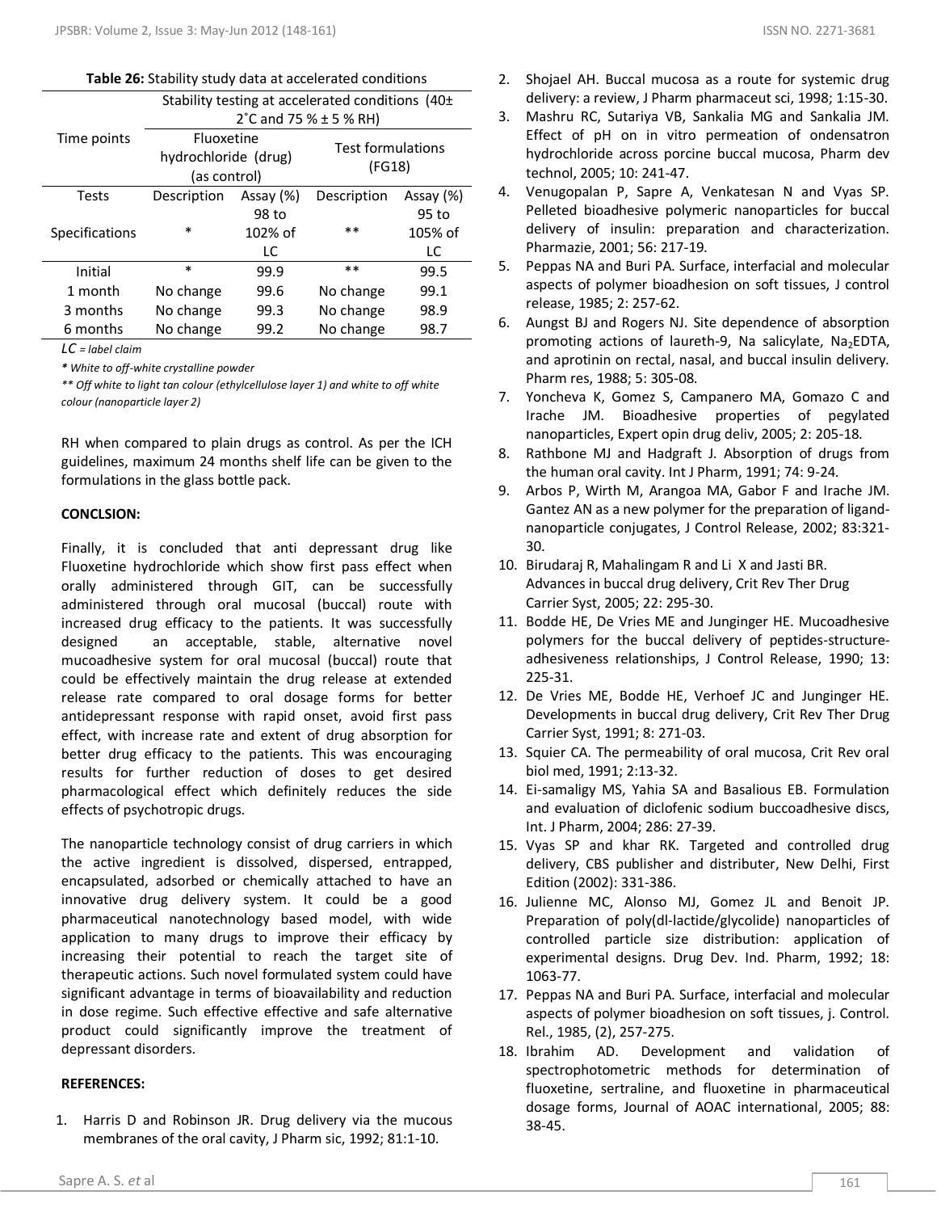**Table 26:** Stability study data at accelerated conditions

| Time points | Stability testing at accelerated conditions (40± 2˚C and 75 % ± 5 % RH) | | | |
|---|---|---|---|---|
| | Fluoxetine hydrochloride (drug) (as control) | | Test formulations (FG18) | |
| Tests | Description | Assay (%) | Description | Assay (%) |
| Specifications | * | 98 to 102% of LC | ** | 95 to 105% of LC |
| Initial | * | 99.9 | ** | 99.5 |
| 1 month | No change | 99.6 | No change | 99.1 |
| 3 months | No change | 99.3 | No change | 98.9 |
| 6 months | No change | 99.2 | No change | 98.7 |

*LC = label claim*

*\* White to off-white crystalline powder*

*\*\* Off white to light tan colour (ethylcellulose layer 1) and white to off white colour (nanoparticle layer 2)*

RH when compared to plain drugs as control. As per the ICH guidelines, maximum 24 months shelf life can be given to the formulations in the glass bottle pack.

**CONCLSION:**

Finally, it is concluded that anti depressant drug like Fluoxetine hydrochloride which show first pass effect when orally administered through GIT, can be successfully administered through oral mucosal (buccal) route with increased drug efficacy to the patients. It was successfully designed an acceptable, stable, alternative novel mucoadhesive system for oral mucosal (buccal) route that could be effectively maintain the drug release at extended release rate compared to oral dosage forms for better antidepressant response with rapid onset, avoid first pass effect, with increase rate and extent of drug absorption for better drug efficacy to the patients. This was encouraging results for further reduction of doses to get desired pharmacological effect which definitely reduces the side effects of psychotropic drugs.

The nanoparticle technology consist of drug carriers in which the active ingredient is dissolved, dispersed, entrapped, encapsulated, adsorbed or chemically attached to have an innovative drug delivery system. It could be a good pharmaceutical nanotechnology based model, with wide application to many drugs to improve their efficacy by increasing their potential to reach the target site of therapeutic actions. Such novel formulated system could have significant advantage in terms of bioavailability and reduction in dose regime. Such effective effective and safe alternative product could significantly improve the treatment of depressant disorders.

**REFERENCES:**

1. Harris D and Robinson JR. Drug delivery via the mucous membranes of the oral cavity, J Pharm sic, 1992; 81:1-10.
2. Shojael AH. Buccal mucosa as a route for systemic drug delivery: a review, J Pharm pharmaceut sci, 1998; 1:15-30.
3. Mashru RC, Sutariya VB, Sankalia MG and Sankalia JM. Effect of pH on in vitro permeation of ondensatron hydrochloride across porcine buccal mucosa, Pharm dev technol, 2005; 10: 241-47.
4. Venugopalan P, Sapre A, Venkatesan N and Vyas SP. Pelleted bioadhesive polymeric nanoparticles for buccal delivery of insulin: preparation and characterization. Pharmazie, 2001; 56: 217-19.
5. Peppas NA and Buri PA. Surface, interfacial and molecular aspects of polymer bioadhesion on soft tissues, J control release, 1985; 2: 257-62.
6. Aungst BJ and Rogers NJ. Site dependence of absorption promoting actions of laureth-9, Na salicylate, $Na_2EDTA$, and aprotinin on rectal, nasal, and buccal insulin delivery. Pharm res, 1988; 5: 305-08.
7. Yoncheva K, Gomez S, Campanero MA, Gomazo C and Irache JM. Bioadhesive properties of pegylated nanoparticles, Expert opin drug deliv, 2005; 2: 205-18.
8. Rathbone MJ and Hadgraft J. Absorption of drugs from the human oral cavity. Int J Pharm, 1991; 74: 9-24.
9. Arbos P, Wirth M, Arangoa MA, Gabor F and Irache JM. Gantez AN as a new polymer for the preparation of ligand-nanoparticle conjugates, J Control Release, 2002; 83:321-30.
10. Birudaraj R, Mahalingam R and Li X and Jasti BR. Advances in buccal drug delivery, Crit Rev Ther Drug Carrier Syst, 2005; 22: 295-30.
11. Bodde HE, De Vries ME and Junginger HE. Mucoadhesive polymers for the buccal delivery of peptides-structure-adhesiveness relationships, J Control Release, 1990; 13: 225-31.
12. De Vries ME, Bodde HE, Verhoef JC and Junginger HE. Developments in buccal drug delivery, Crit Rev Ther Drug Carrier Syst, 1991; 8: 271-03.
13. Squier CA. The permeability of oral mucosa, Crit Rev oral biol med, 1991; 2:13-32.
14. Ei-samaligy MS, Yahia SA and Basalious EB. Formulation and evaluation of diclofenic sodium buccoadhesive discs, Int. J Pharm, 2004; 286: 27-39.
15. Vyas SP and khar RK. Targeted and controlled drug delivery, CBS publisher and distributer, New Delhi, First Edition (2002): 331-386.
16. Julienne MC, Alonso MJ, Gomez JL and Benoit JP. Preparation of poly(dl-lactide/glycolide) nanoparticles of controlled particle size distribution: application of experimental designs. Drug Dev. Ind. Pharm, 1992; 18: 1063-77.
17. Peppas NA and Buri PA. Surface, interfacial and molecular aspects of polymer bioadhesion on soft tissues, j. Control. Rel., 1985, (2), 257-275.
18. Ibrahim AD. Development and validation of spectrophotometric methods for determination of fluoxetine, sertraline, and fluoxetine in pharmaceutical dosage forms, Journal of AOAC international, 2005; 88: 38-45.